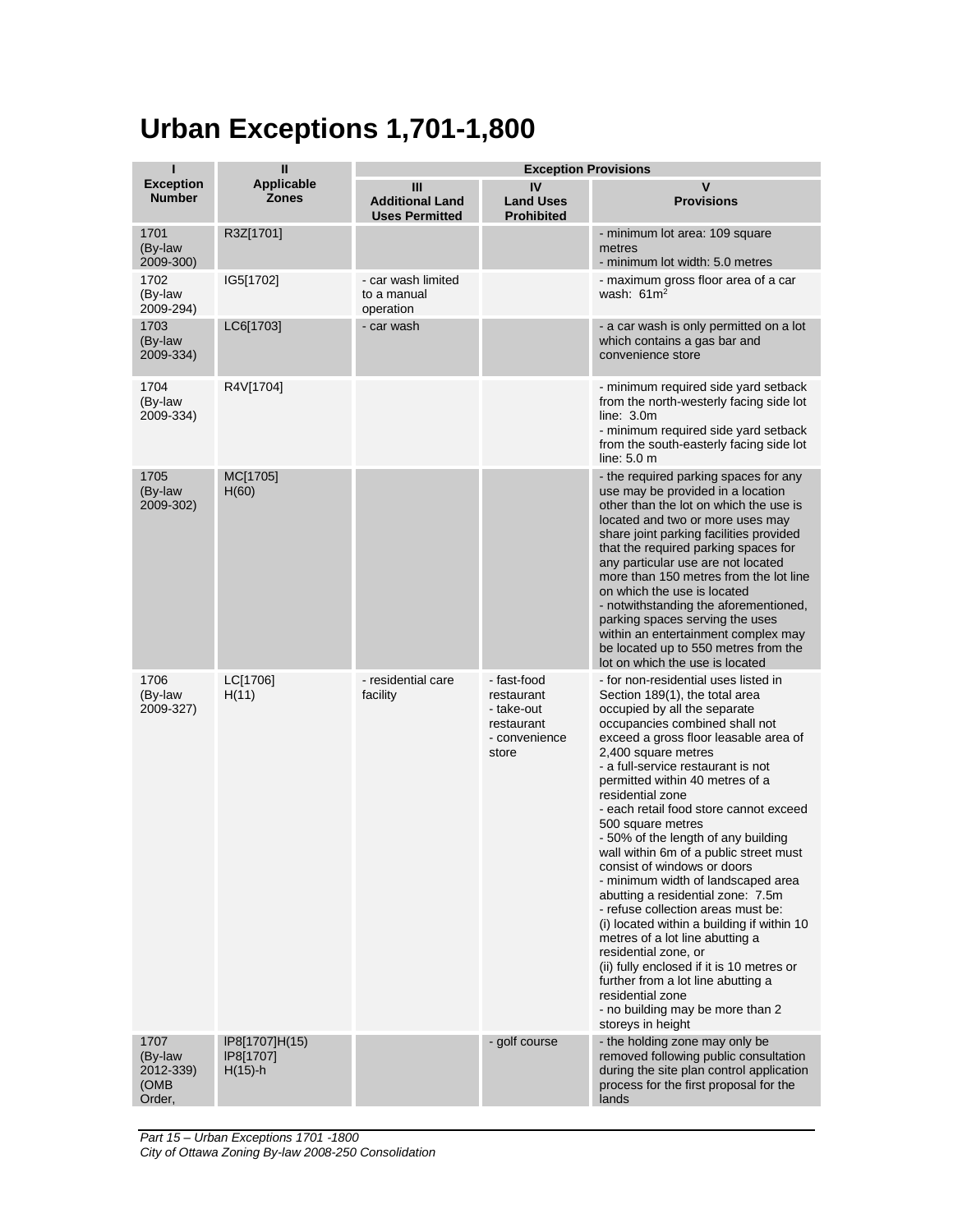# Urban Exceptions 1,701-1,800

| I<br>Exception Number | II<br>Applicable Zones | Exception Provisions | | |
|---|---|---|---|---|
| | | III<br>Additional Land Uses Permitted | IV<br>Land Uses Prohibited | V<br>Provisions |
| 1701<br>(By-law 2009-300) | R3Z[1701] | | | - minimum lot area: 109 square metres<br>- minimum lot width: 5.0 metres |
| 1702<br>(By-law 2009-294) | IG5[1702] | - car wash limited to a manual operation | | - maximum gross floor area of a car wash: 61m$^2$ |
| 1703<br>(By-law 2009-334) | LC6[1703] | - car wash | | - a car wash is only permitted on a lot which contains a gas bar and convenience store |
| 1704<br>(By-law 2009-334) | R4V[1704] | | | - minimum required side yard setback from the north-westerly facing side lot line: 3.0m<br>- minimum required side yard setback from the south-easterly facing side lot line: 5.0 m |
| 1705<br>(By-law 2009-302) | MC[1705]<br>H(60) | | | - the required parking spaces for any use may be provided in a location other than the lot on which the use is located and two or more uses may share joint parking facilities provided that the required parking spaces for any particular use are not located more than 150 metres from the lot line on which the use is located<br>- notwithstanding the aforementioned, parking spaces serving the uses within an entertainment complex may be located up to 550 metres from the lot on which the use is located |
| 1706<br>(By-law 2009-327) | LC[1706]<br>H(11) | - residential care facility | - fast-food restaurant<br>- take-out restaurant<br>- convenience store | - for non-residential uses listed in Section 189(1), the total area occupied by all the separate occupancies combined shall not exceed a gross floor leasable area of 2,400 square metres<br>- a full-service restaurant is not permitted within 40 metres of a residential zone<br>- each retail food store cannot exceed 500 square metres<br>- 50% of the length of any building wall within 6m of a public street must consist of windows or doors<br>- minimum width of landscaped area abutting a residential zone: 7.5m<br>- refuse collection areas must be:<br>(i) located within a building if within 10 metres of a lot line abutting a residential zone, or<br>(ii) fully enclosed if it is 10 metres or further from a lot line abutting a residential zone<br>- no building may be more than 2 storeys in height |
| 1707<br>(By-law 2012-339)<br>(OMB Order, | IP8[1707]H(15)<br>IP8[1707]<br>H(15)-h | | - golf course | - the holding zone may only be removed following public consultation during the site plan control application process for the first proposal for the lands |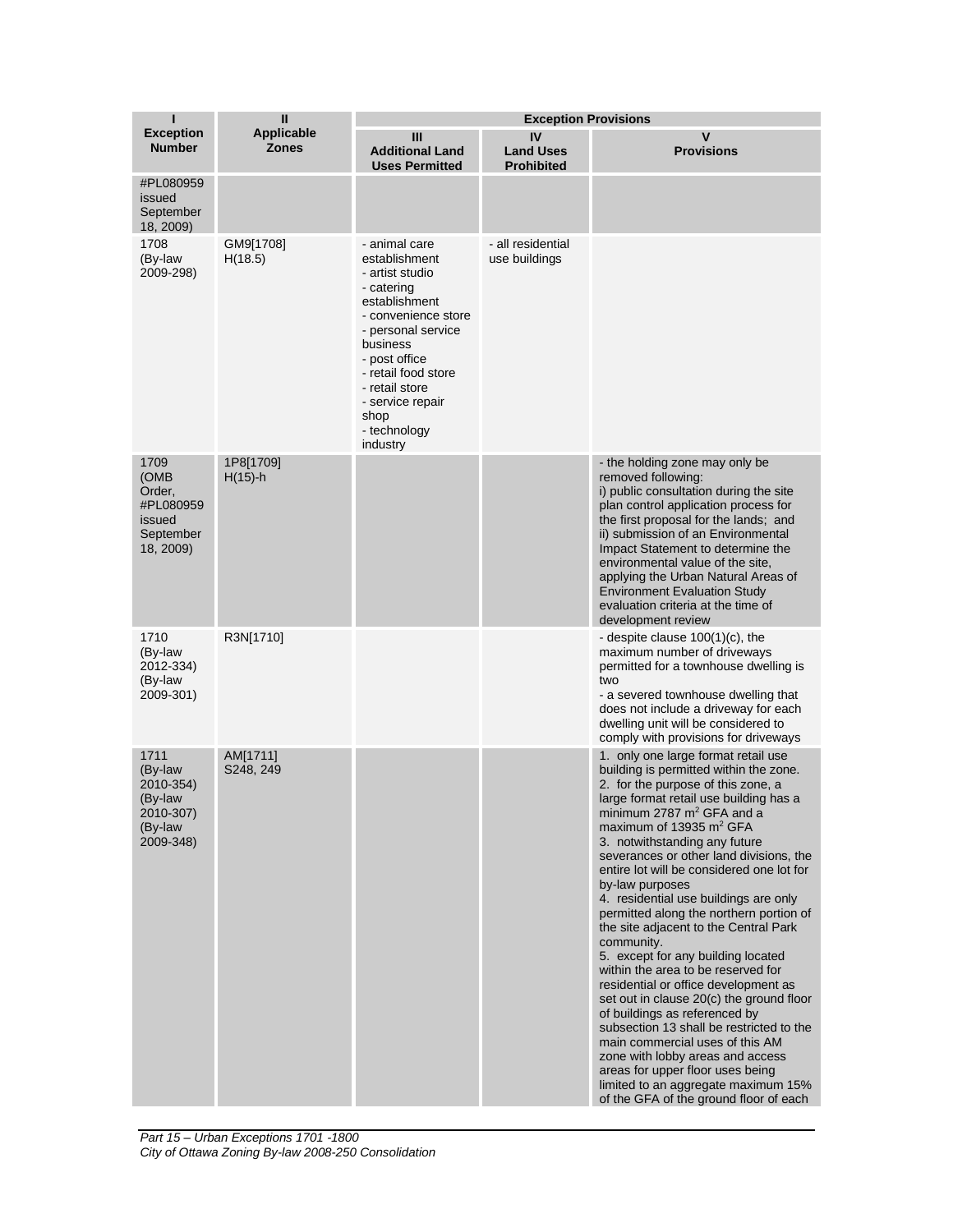| I<br>Exception Number | II<br>Applicable Zones | Exception Provisions | | |
|---|---|---|---|---|
| | | III<br>Additional Land Uses Permitted | IV<br>Land Uses Prohibited | V<br>Provisions |
| #PL080959 issued September 18, 2009) | | | | |
| 1708<br>(By-law 2009-298) | GM9[1708] H(18.5) | - animal care establishment<br>- artist studio<br>- catering establishment<br>- convenience store<br>- personal service business<br>- post office<br>- retail food store<br>- retail store<br>- service repair shop<br>- technology industry | - all residential use buildings | |
| 1709<br>(OMB Order, #PL080959 issued September 18, 2009) | 1P8[1709] H(15)-h | | | - the holding zone may only be removed following:<br>i) public consultation during the site plan control application process for the first proposal for the lands; and<br>ii) submission of an Environmental Impact Statement to determine the environmental value of the site, applying the Urban Natural Areas of Environment Evaluation Study evaluation criteria at the time of development review |
| 1710<br>(By-law 2012-334)<br>(By-law 2009-301) | R3N[1710] | | | - despite clause 100(1)(c), the maximum number of driveways permitted for a townhouse dwelling is two<br>- a severed townhouse dwelling that does not include a driveway for each dwelling unit will be considered to comply with provisions for driveways |
| 1711<br>(By-law 2010-354)<br>(By-law 2010-307)<br>(By-law 2009-348) | AM[1711] S248, 249 | | | 1. only one large format retail use building is permitted within the zone.<br>2. for the purpose of this zone, a large format retail use building has a minimum 2787 m² GFA and a maximum of 13935 m² GFA<br>3. notwithstanding any future severances or other land divisions, the entire lot will be considered one lot for by-law purposes<br>4. residential use buildings are only permitted along the northern portion of the site adjacent to the Central Park community.<br>5. except for any building located within the area to be reserved for residential or office development as set out in clause 20(c) the ground floor of buildings as referenced by subsection 13 shall be restricted to the main commercial uses of this AM zone with lobby areas and access areas for upper floor uses being limited to an aggregate maximum 15% of the GFA of the ground floor of each |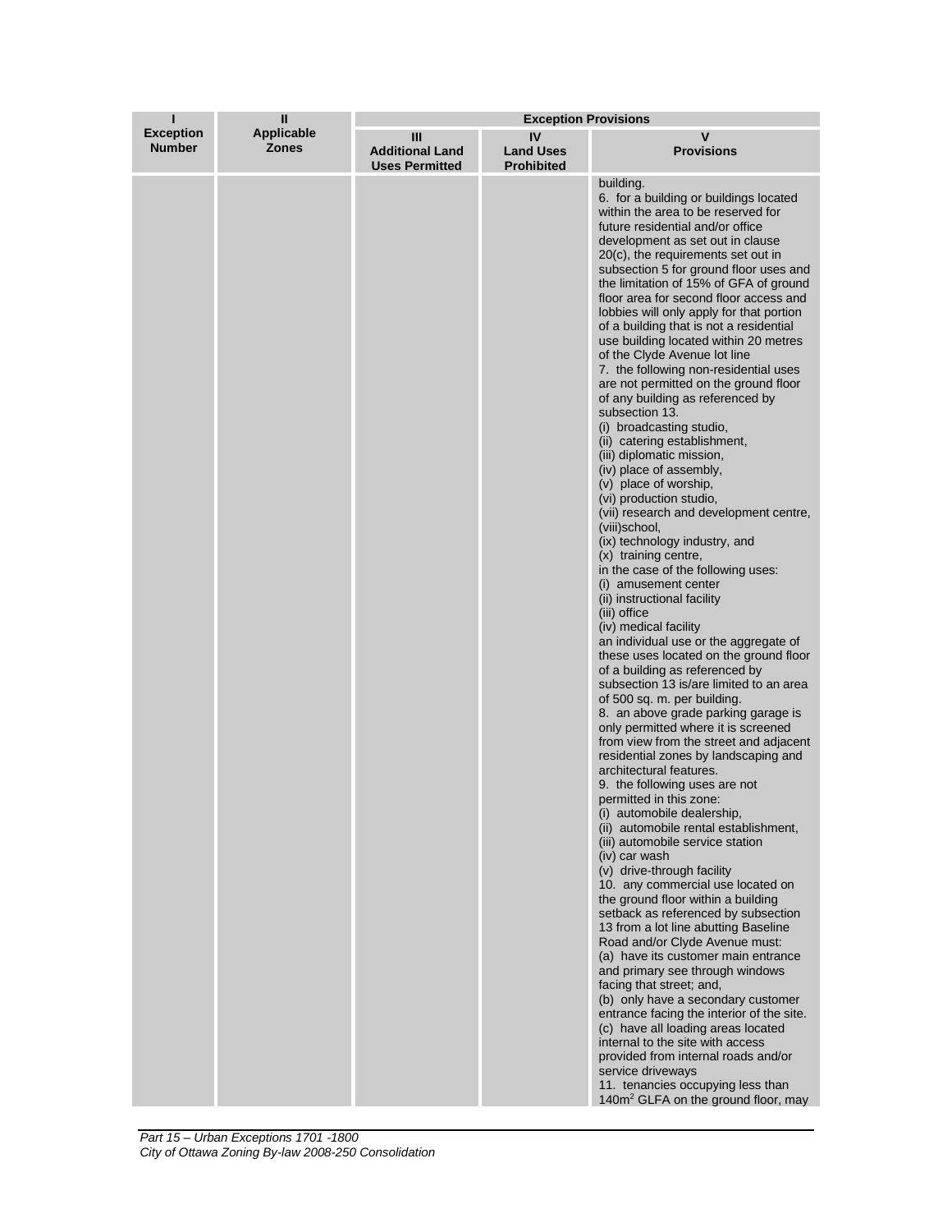| I<br>Exception Number | II<br>Applicable Zones | Exception Provisions | | |
|---|---|---|---|---|
| | | III<br>Additional Land Uses Permitted | IV<br>Land Uses Prohibited | V<br>Provisions |
| | | | | building.<br>6. for a building or buildings located within the area to be reserved for future residential and/or office development as set out in clause 20(c), the requirements set out in subsection 5 for ground floor uses and the limitation of 15% of GFA of ground floor area for second floor access and lobbies will only apply for that portion of a building that is not a residential use building located within 20 metres of the Clyde Avenue lot line<br>7. the following non-residential uses are not permitted on the ground floor of any building as referenced by subsection 13.<br>(i) broadcasting studio,<br>(ii) catering establishment,<br>(iii) diplomatic mission,<br>(iv) place of assembly,<br>(v) place of worship,<br>(vi) production studio,<br>(vii) research and development centre,<br>(viii)school,<br>(ix) technology industry, and<br>(x) training centre,<br>in the case of the following uses:<br>(i) amusement center<br>(ii) instructional facility<br>(iii) office<br>(iv) medical facility<br>an individual use or the aggregate of these uses located on the ground floor of a building as referenced by subsection 13 is/are limited to an area of 500 sq. m. per building.<br>8. an above grade parking garage is only permitted where it is screened from view from the street and adjacent residential zones by landscaping and architectural features.<br>9. the following uses are not permitted in this zone:<br>(i) automobile dealership,<br>(ii) automobile rental establishment,<br>(iii) automobile service station<br>(iv) car wash<br>(v) drive-through facility<br>10. any commercial use located on the ground floor within a building setback as referenced by subsection 13 from a lot line abutting Baseline Road and/or Clyde Avenue must:<br>(a) have its customer main entrance and primary see through windows facing that street; and,<br>(b) only have a secondary customer entrance facing the interior of the site.<br>(c) have all loading areas located internal to the site with access provided from internal roads and/or service driveways<br>11. tenancies occupying less than 140m$^2$ GLFA on the ground floor, may |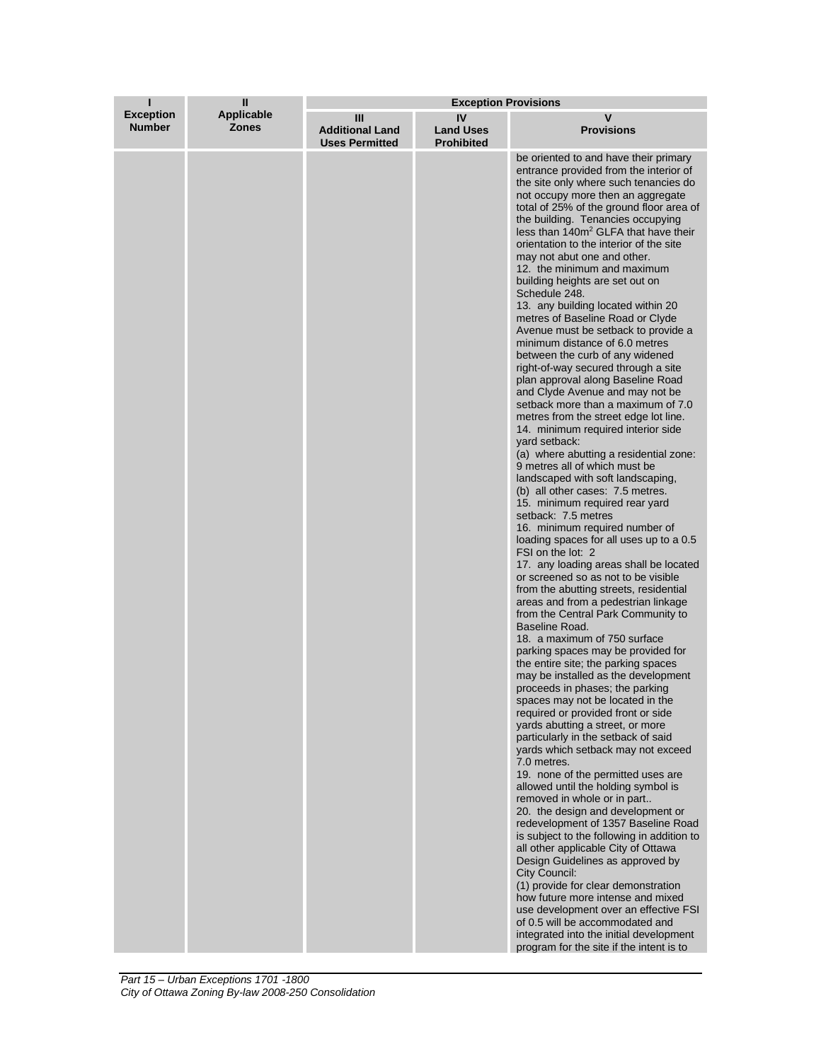| I<br>Exception Number | II<br>Applicable Zones | Exception Provisions | | |
|---|---|---|---|---|
| | | III<br>Additional Land Uses Permitted | IV<br>Land Uses Prohibited | V<br>Provisions |
| | | | | be oriented to and have their primary entrance provided from the interior of the site only where such tenancies do not occupy more then an aggregate total of 25% of the ground floor area of the building. Tenancies occupying less than 140m² GLFA that have their orientation to the interior of the site may not abut one and other.<br>12. the minimum and maximum building heights are set out on Schedule 248.<br>13. any building located within 20 metres of Baseline Road or Clyde Avenue must be setback to provide a minimum distance of 6.0 metres between the curb of any widened right-of-way secured through a site plan approval along Baseline Road and Clyde Avenue and may not be setback more than a maximum of 7.0 metres from the street edge lot line.<br>14. minimum required interior side yard setback:<br>(a) where abutting a residential zone: 9 metres all of which must be landscaped with soft landscaping,<br>(b) all other cases: 7.5 metres.<br>15. minimum required rear yard setback: 7.5 metres<br>16. minimum required number of loading spaces for all uses up to a 0.5 FSI on the lot: 2<br>17. any loading areas shall be located or screened so as not to be visible from the abutting streets, residential areas and from a pedestrian linkage from the Central Park Community to Baseline Road.<br>18. a maximum of 750 surface parking spaces may be provided for the entire site; the parking spaces may be installed as the development proceeds in phases; the parking spaces may not be located in the required or provided front or side yards abutting a street, or more particularly in the setback of said yards which setback may not exceed 7.0 metres.<br>19. none of the permitted uses are allowed until the holding symbol is removed in whole or in part..<br>20. the design and development or redevelopment of 1357 Baseline Road is subject to the following in addition to all other applicable City of Ottawa Design Guidelines as approved by City Council:<br>(1) provide for clear demonstration how future more intense and mixed use development over an effective FSI of 0.5 will be accommodated and integrated into the initial development program for the site if the intent is to |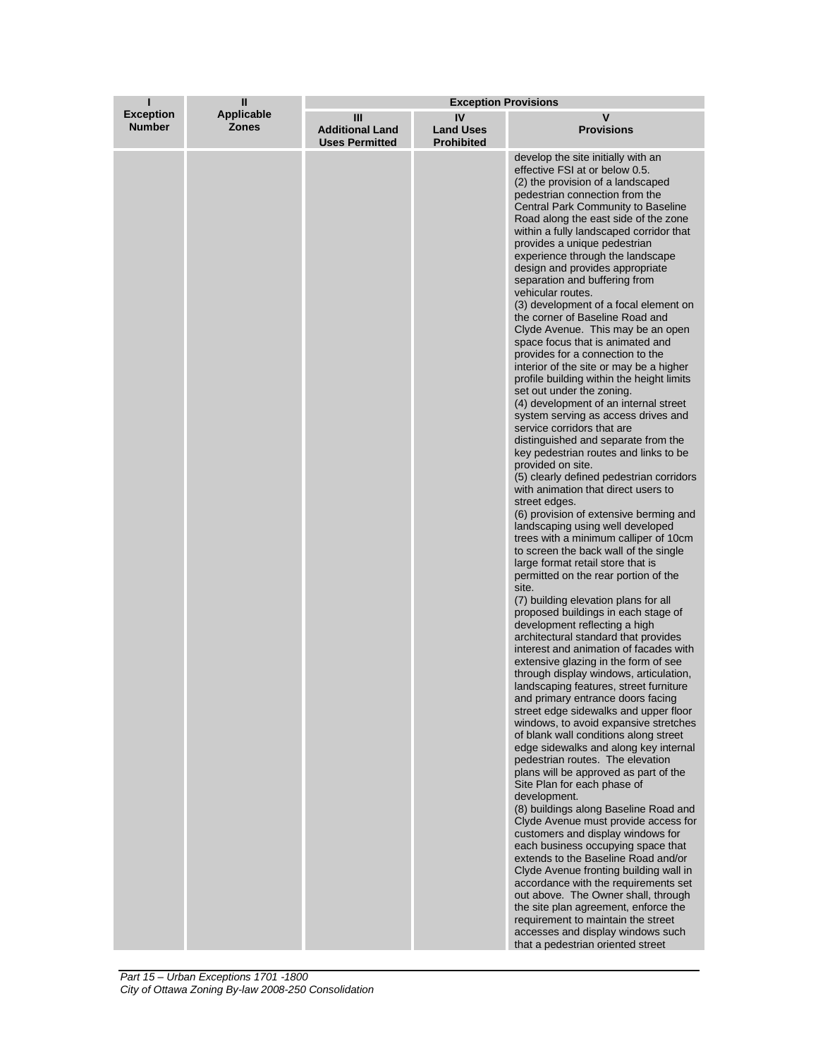| I<br>Exception Number | II<br>Applicable Zones | Exception Provisions | | |
|---|---|---|---|---|
| | | III<br>Additional Land Uses Permitted | IV<br>Land Uses Prohibited | V<br>Provisions |
| | | | | develop the site initially with an effective FSI at or below 0.5.<br>(2) the provision of a landscaped pedestrian connection from the Central Park Community to Baseline Road along the east side of the zone within a fully landscaped corridor that provides a unique pedestrian experience through the landscape design and provides appropriate separation and buffering from vehicular routes.<br>(3) development of a focal element on the corner of Baseline Road and Clyde Avenue. This may be an open space focus that is animated and provides for a connection to the interior of the site or may be a higher profile building within the height limits set out under the zoning.<br>(4) development of an internal street system serving as access drives and service corridors that are distinguished and separate from the key pedestrian routes and links to be provided on site.<br>(5) clearly defined pedestrian corridors with animation that direct users to street edges.<br>(6) provision of extensive berming and landscaping using well developed trees with a minimum calliper of 10cm to screen the back wall of the single large format retail store that is permitted on the rear portion of the site.<br>(7) building elevation plans for all proposed buildings in each stage of development reflecting a high architectural standard that provides interest and animation of facades with extensive glazing in the form of see through display windows, articulation, landscaping features, street furniture and primary entrance doors facing street edge sidewalks and upper floor windows, to avoid expansive stretches of blank wall conditions along street edge sidewalks and along key internal pedestrian routes. The elevation plans will be approved as part of the Site Plan for each phase of development.<br>(8) buildings along Baseline Road and Clyde Avenue must provide access for customers and display windows for each business occupying space that extends to the Baseline Road and/or Clyde Avenue fronting building wall in accordance with the requirements set out above. The Owner shall, through the site plan agreement, enforce the requirement to maintain the street accesses and display windows such that a pedestrian oriented street |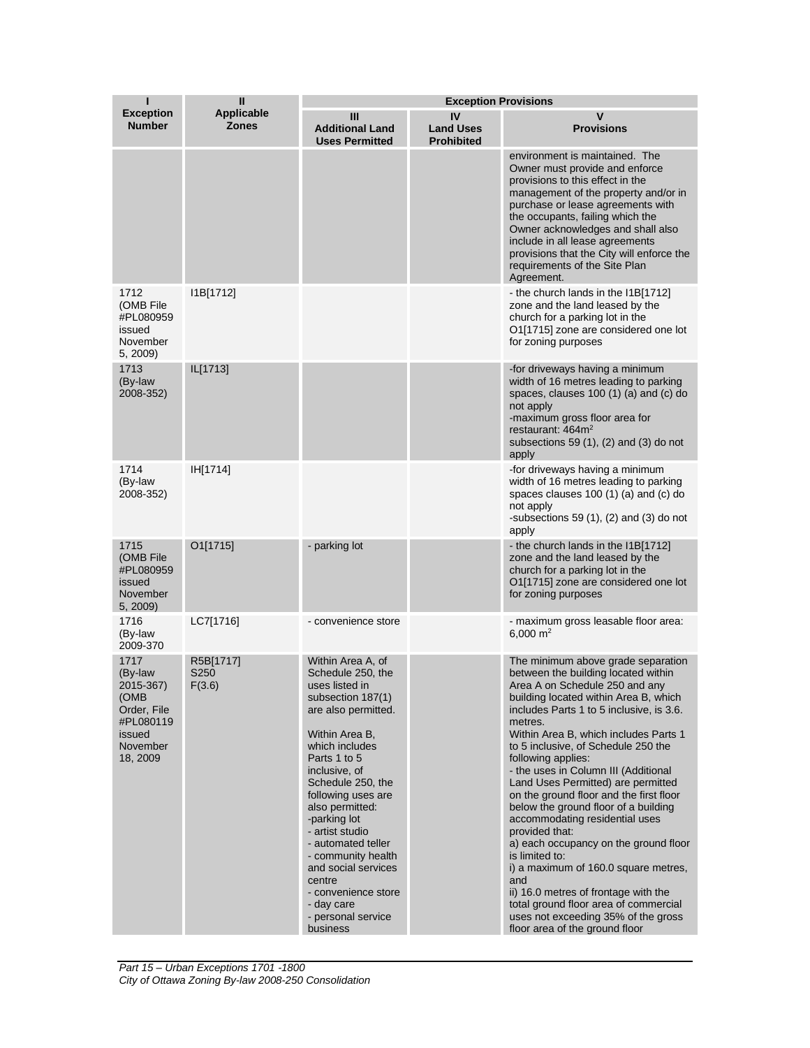| I<br>Exception Number | II<br>Applicable Zones | Exception Provisions | | |
|---|---|---|---|---|
| | | III<br>Additional Land Uses Permitted | IV<br>Land Uses Prohibited | V<br>Provisions |
| | | | | environment is maintained. The Owner must provide and enforce provisions to this effect in the management of the property and/or in purchase or lease agreements with the occupants, failing which the Owner acknowledges and shall also include in all lease agreements provisions that the City will enforce the requirements of the Site Plan Agreement. |
| 1712 (OMB File #PL080959 issued November 5, 2009) | I1B[1712] | | | - the church lands in the I1B[1712] zone and the land leased by the church for a parking lot in the O1[1715] zone are considered one lot for zoning purposes |
| 1713 (By-law 2008-352) | IL[1713] | | | -for driveways having a minimum width of 16 metres leading to parking spaces, clauses 100 (1) (a) and (c) do not apply<br>-maximum gross floor area for restaurant: 464m²<br>subsections 59 (1), (2) and (3) do not apply |
| 1714 (By-law 2008-352) | IH[1714] | | | -for driveways having a minimum width of 16 metres leading to parking spaces clauses 100 (1) (a) and (c) do not apply<br>-subsections 59 (1), (2) and (3) do not apply |
| 1715 (OMB File #PL080959 issued November 5, 2009) | O1[1715] | - parking lot | | - the church lands in the I1B[1712] zone and the land leased by the church for a parking lot in the O1[1715] zone are considered one lot for zoning purposes |
| 1716 (By-law 2009-370 | LC7[1716] | - convenience store | | - maximum gross leasable floor area: 6,000 m² |
| 1717 (By-law 2015-367) (OMB Order, File #PL080119 issued November 18, 2009 | R5B[1717] S250 F(3.6) | Within Area A, of Schedule 250, the uses listed in subsection 187(1) are also permitted.<br><br>Within Area B, which includes Parts 1 to 5 inclusive, of Schedule 250, the following uses are also permitted:<br>-parking lot<br>- artist studio<br>- automated teller<br>- community health and social services centre<br>- convenience store<br>- day care<br>- personal service business | | The minimum above grade separation between the building located within Area A on Schedule 250 and any building located within Area B, which includes Parts 1 to 5 inclusive, is 3.6. metres.<br>Within Area B, which includes Parts 1 to 5 inclusive, of Schedule 250 the following applies:<br>- the uses in Column III (Additional Land Uses Permitted) are permitted on the ground floor and the first floor below the ground floor of a building accommodating residential uses provided that:<br>a) each occupancy on the ground floor is limited to:<br>i) a maximum of 160.0 square metres, and<br>ii) 16.0 metres of frontage with the total ground floor area of commercial uses not exceeding 35% of the gross floor area of the ground floor |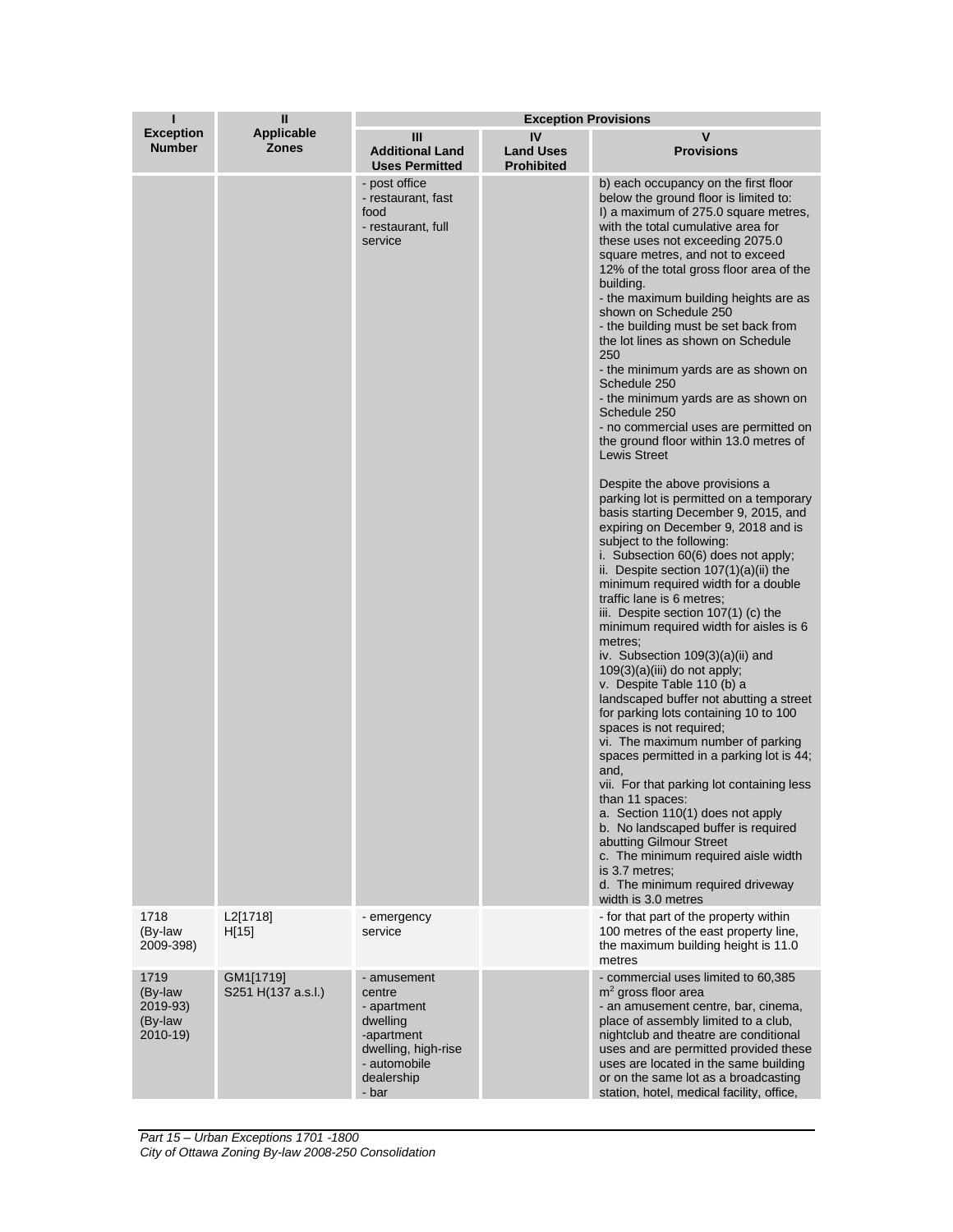| I<br>Exception Number | II<br>Applicable Zones | Exception Provisions | | |
|---|---|---|---|---|
| | | III<br>Additional Land Uses Permitted | IV<br>Land Uses Prohibited | V<br>Provisions |
| | | - post office<br>- restaurant, fast food<br>- restaurant, full service | | b) each occupancy on the first floor below the ground floor is limited to:<br>I) a maximum of 275.0 square metres, with the total cumulative area for these uses not exceeding 2075.0 square metres, and not to exceed 12% of the total gross floor area of the building.<br>- the maximum building heights are as shown on Schedule 250<br>- the building must be set back from the lot lines as shown on Schedule 250<br>- the minimum yards are as shown on Schedule 250<br>- the minimum yards are as shown on Schedule 250<br>- no commercial uses are permitted on the ground floor within 13.0 metres of Lewis Street<br><br>Despite the above provisions a parking lot is permitted on a temporary basis starting December 9, 2015, and expiring on December 9, 2018 and is subject to the following:<br>i. Subsection 60(6) does not apply;<br>ii. Despite section 107(1)(a)(ii) the minimum required width for a double traffic lane is 6 metres;<br>iii. Despite section 107(1) (c) the minimum required width for aisles is 6 metres;<br>iv. Subsection 109(3)(a)(ii) and 109(3)(a)(iii) do not apply;<br>v. Despite Table 110 (b) a landscaped buffer not abutting a street for parking lots containing 10 to 100 spaces is not required;<br>vi. The maximum number of parking spaces permitted in a parking lot is 44; and,<br>vii. For that parking lot containing less than 11 spaces:<br>a. Section 110(1) does not apply<br>b. No landscaped buffer is required abutting Gilmour Street<br>c. The minimum required aisle width is 3.7 metres;<br>d. The minimum required driveway width is 3.0 metres |
| 1718<br>(By-law 2009-398) | L2[1718]<br>H[15] | - emergency service | | - for that part of the property within 100 metres of the east property line, the maximum building height is 11.0 metres |
| 1719<br>(By-law 2019-93)<br>(By-law 2010-19) | GM1[1719]<br>S251 H(137 a.s.l.) | - amusement centre<br>- apartment dwelling<br>-apartment dwelling, high-rise<br>- automobile dealership<br>- bar | | - commercial uses limited to 60,385 $m^2$ gross floor area<br>- an amusement centre, bar, cinema, place of assembly limited to a club, nightclub and theatre are conditional uses and are permitted provided these uses are located in the same building or on the same lot as a broadcasting station, hotel, medical facility, office, |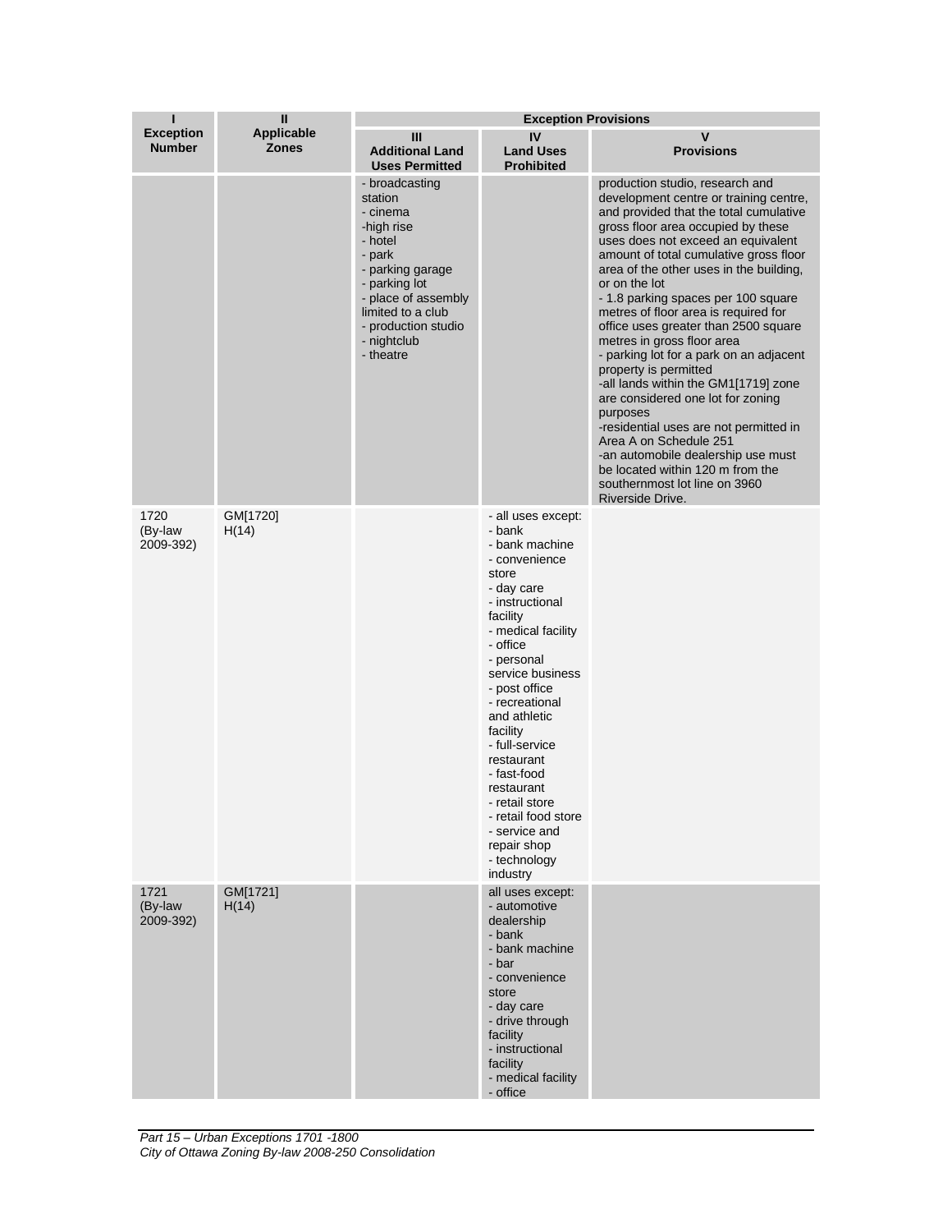| I<br>Exception Number | II<br>Applicable Zones | Exception Provisions | | |
|---|---|---|---|---|
| | | III<br>Additional Land Uses Permitted | IV<br>Land Uses Prohibited | V<br>Provisions |
| | | - broadcasting station<br>- cinema<br>-high rise<br>- hotel<br>- park<br>- parking garage<br>- parking lot<br>- place of assembly limited to a club<br>- production studio<br>- nightclub<br>- theatre | | production studio, research and development centre or training centre, and provided that the total cumulative gross floor area occupied by these uses does not exceed an equivalent amount of total cumulative gross floor area of the other uses in the building, or on the lot<br>- 1.8 parking spaces per 100 square metres of floor area is required for office uses greater than 2500 square metres in gross floor area<br>- parking lot for a park on an adjacent property is permitted<br>-all lands within the GM1[1719] zone are considered one lot for zoning purposes<br>-residential uses are not permitted in Area A on Schedule 251<br>-an automobile dealership use must be located within 120 m from the southernmost lot line on 3960 Riverside Drive. |
| 1720<br>(By-law 2009-392) | GM[1720]<br>H(14) | | - all uses except:<br>- bank<br>- bank machine<br>- convenience store<br>- day care<br>- instructional facility<br>- medical facility<br>- office<br>- personal service business<br>- post office<br>- recreational and athletic facility<br>- full-service restaurant<br>- fast-food restaurant<br>- retail store<br>- retail food store<br>- service and repair shop<br>- technology industry | |
| 1721<br>(By-law 2009-392) | GM[1721]<br>H(14) | | all uses except:<br>- automotive dealership<br>- bank<br>- bank machine<br>- bar<br>- convenience store<br>- day care<br>- drive through facility<br>- instructional facility<br>- medical facility<br>- office | |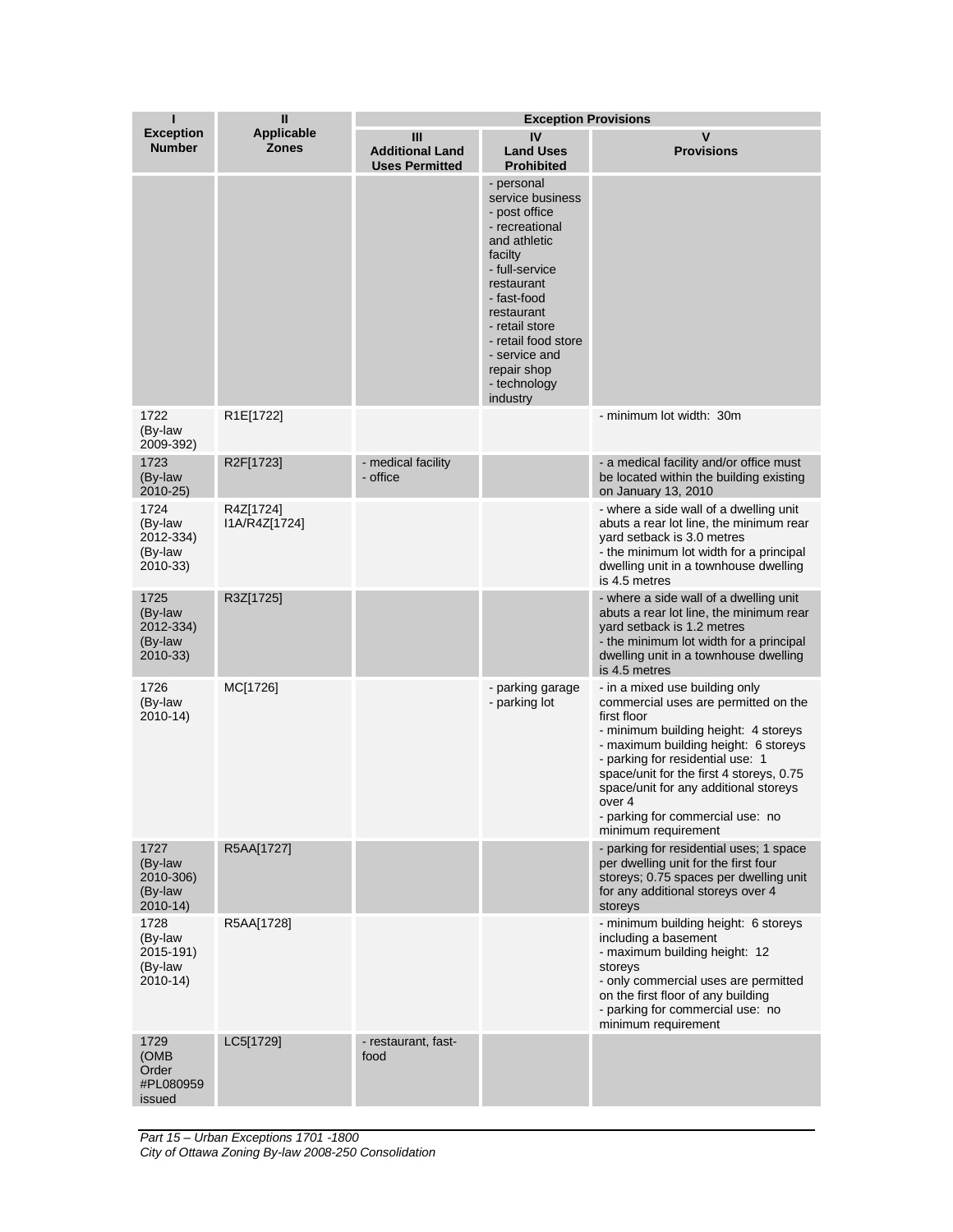| I<br>Exception Number | II<br>Applicable Zones | Exception Provisions | | |
|---|---|---|---|---|
| | | III<br>Additional Land Uses Permitted | IV<br>Land Uses Prohibited | V<br>Provisions |
| | | | - personal service business<br>- post office<br>- recreational and athletic facilty<br>- full-service restaurant<br>- fast-food restaurant<br>- retail store<br>- retail food store<br>- service and repair shop<br>- technology industry | |
| 1722<br>(By-law 2009-392) | R1E[1722] | | | - minimum lot width: 30m |
| 1723<br>(By-law 2010-25) | R2F[1723] | - medical facility<br>- office | | - a medical facility and/or office must be located within the building existing on January 13, 2010 |
| 1724<br>(By-law 2012-334)<br>(By-law 2010-33) | R4Z[1724]<br>I1A/R4Z[1724] | | | - where a side wall of a dwelling unit abuts a rear lot line, the minimum rear yard setback is 3.0 metres<br>- the minimum lot width for a principal dwelling unit in a townhouse dwelling is 4.5 metres |
| 1725<br>(By-law 2012-334)<br>(By-law 2010-33) | R3Z[1725] | | | - where a side wall of a dwelling unit abuts a rear lot line, the minimum rear yard setback is 1.2 metres<br>- the minimum lot width for a principal dwelling unit in a townhouse dwelling is 4.5 metres |
| 1726<br>(By-law 2010-14) | MC[1726] | | - parking garage<br>- parking lot | - in a mixed use building only commercial uses are permitted on the first floor<br>- minimum building height: 4 storeys<br>- maximum building height: 6 storeys<br>- parking for residential use: 1 space/unit for the first 4 storeys, 0.75 space/unit for any additional storeys over 4<br>- parking for commercial use: no minimum requirement |
| 1727<br>(By-law 2010-306)<br>(By-law 2010-14) | R5AA[1727] | | | - parking for residential uses; 1 space per dwelling unit for the first four storeys; 0.75 spaces per dwelling unit for any additional storeys over 4 storeys |
| 1728<br>(By-law 2015-191)<br>(By-law 2010-14) | R5AA[1728] | | | - minimum building height: 6 storeys including a basement<br>- maximum building height: 12 storeys<br>- only commercial uses are permitted on the first floor of any building<br>- parking for commercial use: no minimum requirement |
| 1729<br>(OMB Order #PL080959 issued | LC5[1729] | - restaurant, fast-food | | |

*Part 15 – Urban Exceptions 1701 -1800*
*City of Ottawa Zoning By-law 2008-250 Consolidation*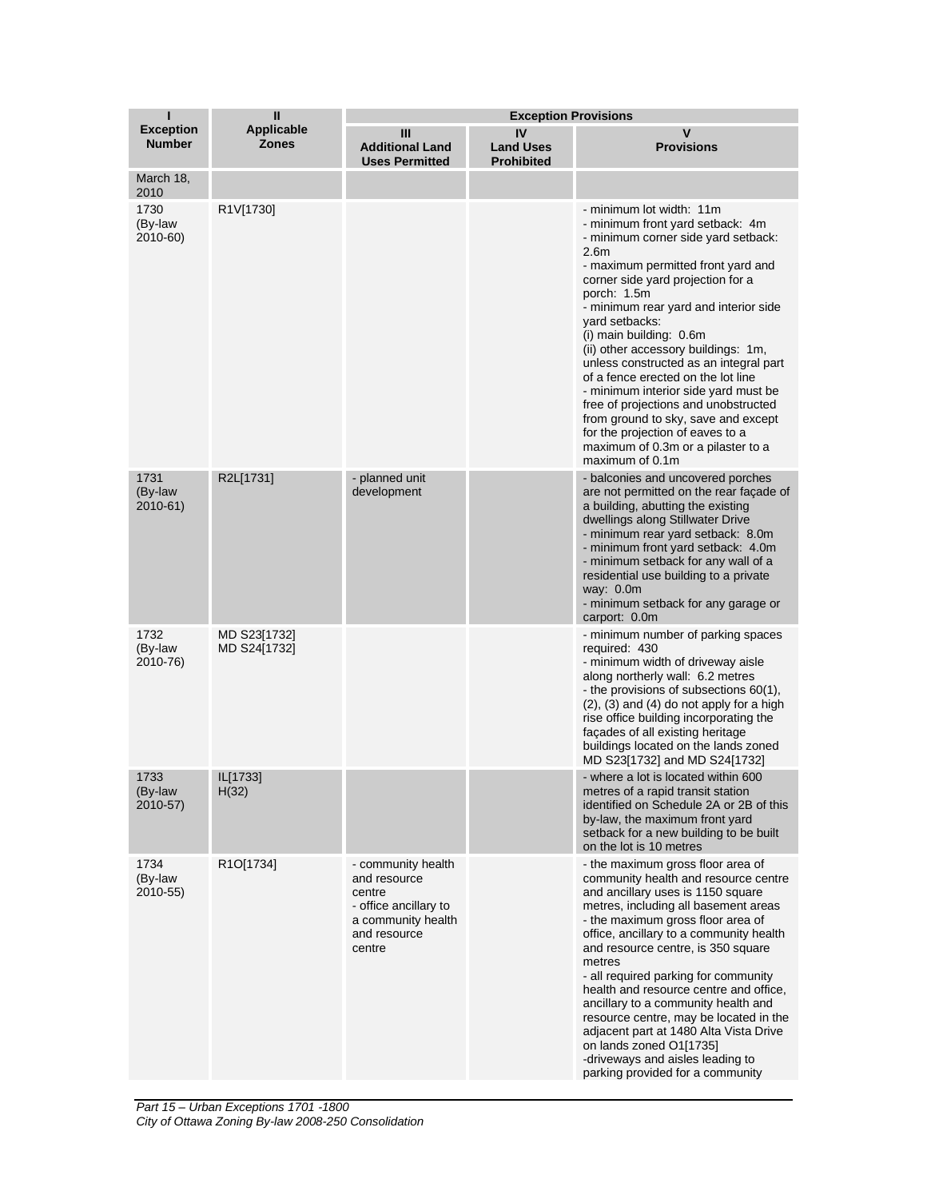| I<br>Exception Number | II<br>Applicable Zones | Exception Provisions | | |
|---|---|---|---|---|
| | | III<br>Additional Land Uses Permitted | IV<br>Land Uses Prohibited | V<br>Provisions |
| March 18, 2010 | | | | |
| 1730<br>(By-law 2010-60) | R1V[1730] | | | - minimum lot width: 11m<br>- minimum front yard setback: 4m<br>- minimum corner side yard setback: 2.6m<br>- maximum permitted front yard and corner side yard projection for a porch: 1.5m<br>- minimum rear yard and interior side yard setbacks:<br>(i) main building: 0.6m<br>(ii) other accessory buildings: 1m, unless constructed as an integral part of a fence erected on the lot line<br>- minimum interior side yard must be free of projections and unobstructed from ground to sky, save and except for the projection of eaves to a maximum of 0.3m or a pilaster to a maximum of 0.1m |
| 1731<br>(By-law 2010-61) | R2L[1731] | - planned unit development | | - balconies and uncovered porches are not permitted on the rear façade of a building, abutting the existing dwellings along Stillwater Drive<br>- minimum rear yard setback: 8.0m<br>- minimum front yard setback: 4.0m<br>- minimum setback for any wall of a residential use building to a private way: 0.0m<br>- minimum setback for any garage or carport: 0.0m |
| 1732<br>(By-law 2010-76) | MD S23[1732]<br>MD S24[1732] | | | - minimum number of parking spaces required: 430<br>- minimum width of driveway aisle along northerly wall: 6.2 metres<br>- the provisions of subsections 60(1), (2), (3) and (4) do not apply for a high rise office building incorporating the façades of all existing heritage buildings located on the lands zoned MD S23[1732] and MD S24[1732] |
| 1733<br>(By-law 2010-57) | IL[1733]<br>H(32) | | | - where a lot is located within 600 metres of a rapid transit station identified on Schedule 2A or 2B of this by-law, the maximum front yard setback for a new building to be built on the lot is 10 metres |
| 1734<br>(By-law 2010-55) | R1O[1734] | - community health and resource centre<br>- office ancillary to a community health and resource centre | | - the maximum gross floor area of community health and resource centre and ancillary uses is 1150 square metres, including all basement areas<br>- the maximum gross floor area of office, ancillary to a community health and resource centre, is 350 square metres<br>- all required parking for community health and resource centre and office, ancillary to a community health and resource centre, may be located in the adjacent part at 1480 Alta Vista Drive on lands zoned O1[1735]<br>-driveways and aisles leading to parking provided for a community |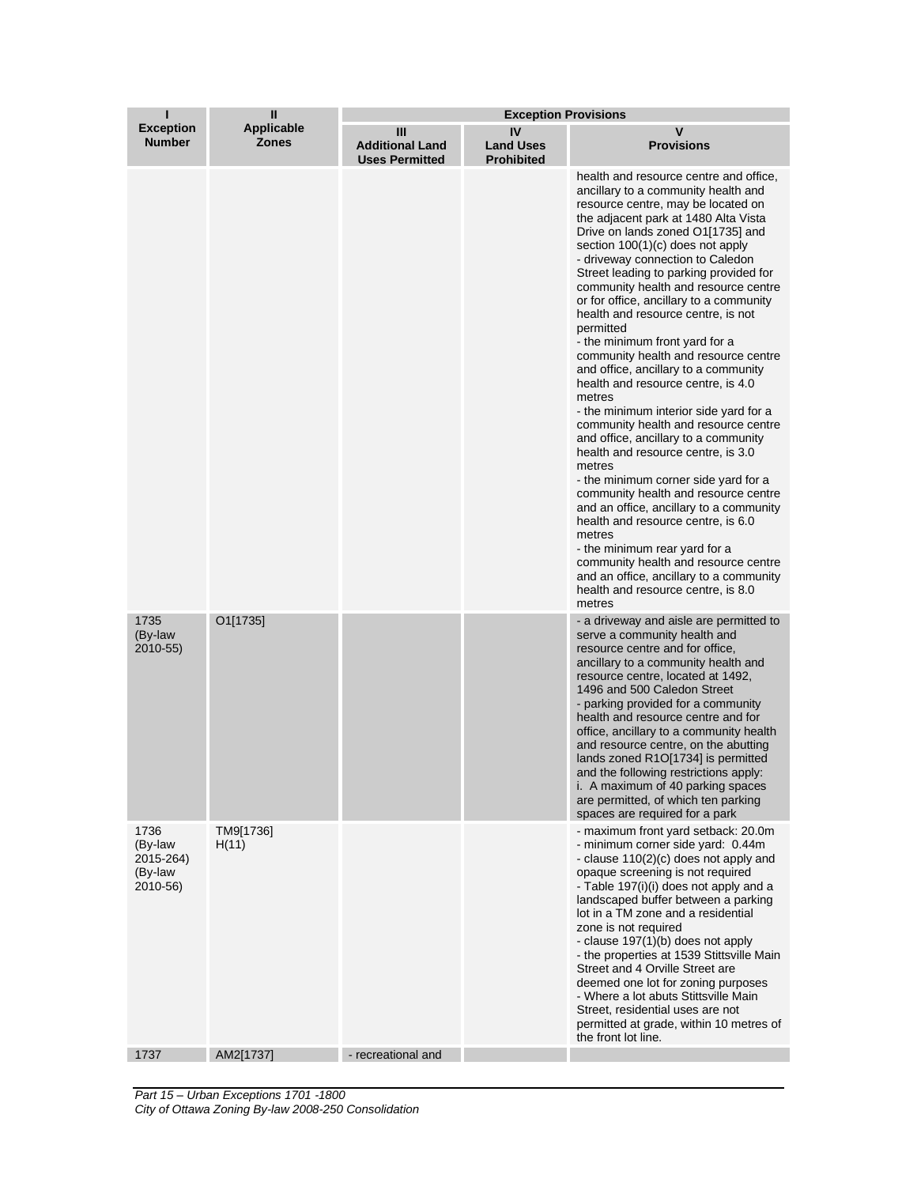| I<br>Exception Number | II<br>Applicable Zones | Exception Provisions | | |
|---|---|---|---|---|
| | | III<br>Additional Land Uses Permitted | IV<br>Land Uses Prohibited | V<br>Provisions |
| | | | | health and resource centre and office, ancillary to a community health and resource centre, may be located on the adjacent park at 1480 Alta Vista Drive on lands zoned O1[1735] and section 100(1)(c) does not apply<br>- driveway connection to Caledon Street leading to parking provided for community health and resource centre or for office, ancillary to a community health and resource centre, is not permitted<br>- the minimum front yard for a community health and resource centre and office, ancillary to a community health and resource centre, is 4.0 metres<br>- the minimum interior side yard for a community health and resource centre and office, ancillary to a community health and resource centre, is 3.0 metres<br>- the minimum corner side yard for a community health and resource centre and an office, ancillary to a community health and resource centre, is 6.0 metres<br>- the minimum rear yard for a community health and resource centre and an office, ancillary to a community health and resource centre, is 8.0 metres |
| 1735 (By-law 2010-55) | O1[1735] | | | - a driveway and aisle are permitted to serve a community health and resource centre and for office, ancillary to a community health and resource centre, located at 1492, 1496 and 500 Caledon Street<br>- parking provided for a community health and resource centre and for office, ancillary to a community health and resource centre, on the abutting lands zoned R1O[1734] is permitted and the following restrictions apply:<br>i. A maximum of 40 parking spaces are permitted, of which ten parking spaces are required for a park |
| 1736 (By-law 2015-264) (By-law 2010-56) | TM9[1736] H(11) | | | - maximum front yard setback: 20.0m<br>- minimum corner side yard: 0.44m<br>- clause 110(2)(c) does not apply and opaque screening is not required<br>- Table 197(i)(i) does not apply and a landscaped buffer between a parking lot in a TM zone and a residential zone is not required<br>- clause 197(1)(b) does not apply<br>- the properties at 1539 Stittsville Main Street and 4 Orville Street are deemed one lot for zoning purposes<br>- Where a lot abuts Stittsville Main Street, residential uses are not permitted at grade, within 10 metres of the front lot line. |
| 1737 | AM2[1737] | - recreational and | | |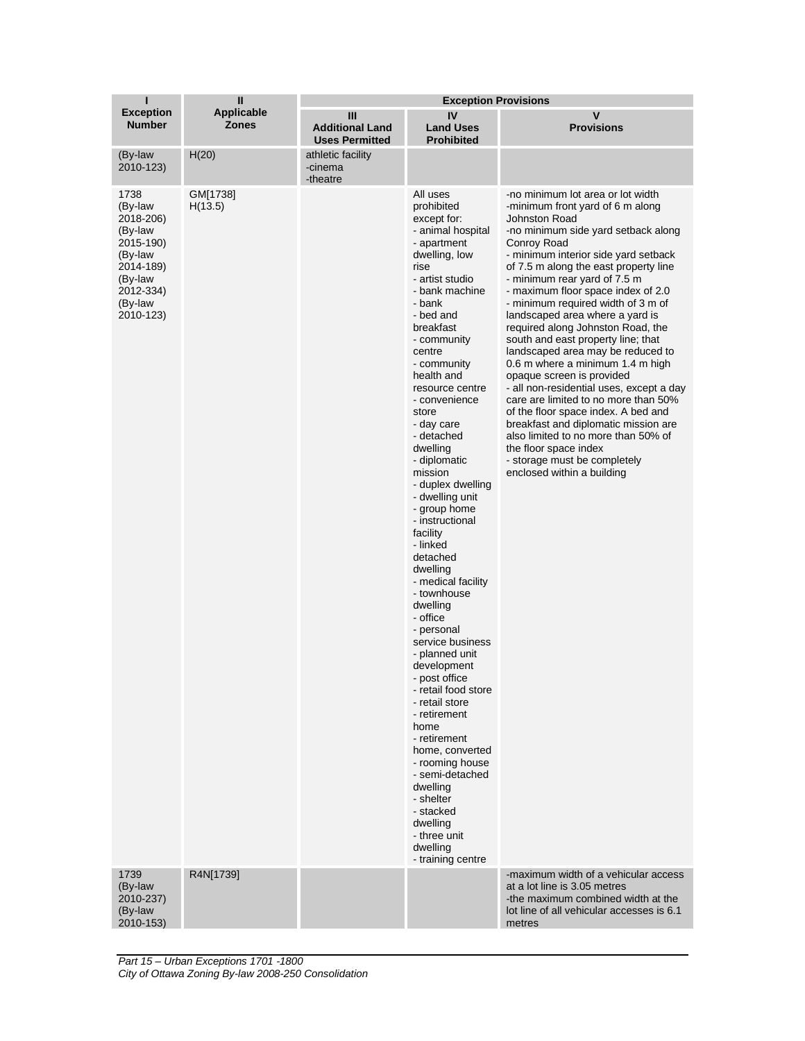| I<br>Exception Number | II<br>Applicable Zones | Exception Provisions | | |
|---|---|---|---|---|
| | | III<br>Additional Land Uses Permitted | IV<br>Land Uses Prohibited | V<br>Provisions |
| (By-law 2010-123) | H(20) | athletic facility<br>-cinema<br>-theatre | | |
| 1738<br>(By-law 2018-206)<br>(By-law 2015-190)<br>(By-law 2014-189)<br>(By-law 2012-334)<br>(By-law 2010-123) | GM[1738] H(13.5) | | All uses prohibited except for:<br>- animal hospital<br>- apartment dwelling, low rise<br>- artist studio<br>- bank machine<br>- bank<br>- bed and breakfast<br>- community centre<br>- community health and resource centre<br>- convenience store<br>- day care<br>- detached dwelling<br>- diplomatic mission<br>- duplex dwelling<br>- dwelling unit<br>- group home<br>- instructional facility<br>- linked detached dwelling<br>- medical facility<br>- townhouse dwelling<br>- office<br>- personal service business<br>- planned unit development<br>- post office<br>- retail food store<br>- retail store<br>- retirement home<br>- retirement home, converted<br>- rooming house<br>- semi-detached dwelling<br>- shelter<br>- stacked dwelling<br>- three unit dwelling<br>- training centre | -no minimum lot area or lot width<br>-minimum front yard of 6 m along Johnston Road<br>-no minimum side yard setback along Conroy Road<br>- minimum interior side yard setback of 7.5 m along the east property line<br>- minimum rear yard of 7.5 m<br>- maximum floor space index of 2.0<br>- minimum required width of 3 m of landscaped area where a yard is required along Johnston Road, the south and east property line; that landscaped area may be reduced to 0.6 m where a minimum 1.4 m high opaque screen is provided<br>- all non-residential uses, except a day care are limited to no more than 50% of the floor space index. A bed and breakfast and diplomatic mission are also limited to no more than 50% of the floor space index<br>- storage must be completely enclosed within a building |
| 1739<br>(By-law 2010-237)<br>(By-law 2010-153) | R4N[1739] | | | -maximum width of a vehicular access at a lot line is 3.05 metres<br>-the maximum combined width at the lot line of all vehicular accesses is 6.1 metres |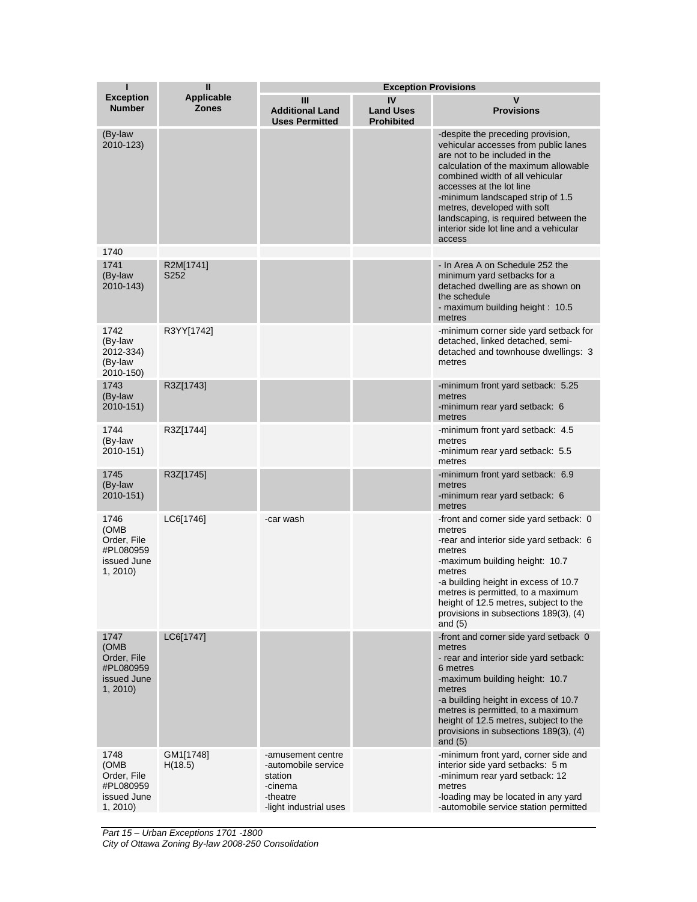| I<br>Exception Number | II<br>Applicable Zones | Exception Provisions | | |
|---|---|---|---|---|
| | | III<br>Additional Land Uses Permitted | IV<br>Land Uses Prohibited | V<br>Provisions |
| (By-law 2010-123) | | | | -despite the preceding provision, vehicular accesses from public lanes are not to be included in the calculation of the maximum allowable combined width of all vehicular accesses at the lot line<br>-minimum landscaped strip of 1.5 metres, developed with soft landscaping, is required between the interior side lot line and a vehicular access |
| 1740 | | | | |
| 1741<br>(By-law 2010-143) | R2M[1741]<br>S252 | | | - In Area A on Schedule 252 the minimum yard setbacks for a detached dwelling are as shown on the schedule<br>- maximum building height : 10.5 metres |
| 1742<br>(By-law 2012-334)<br>(By-law 2010-150) | R3YY[1742] | | | -minimum corner side yard setback for detached, linked detached, semi-detached and townhouse dwellings: 3 metres |
| 1743<br>(By-law 2010-151) | R3Z[1743] | | | -minimum front yard setback: 5.25 metres<br>-minimum rear yard setback: 6 metres |
| 1744<br>(By-law 2010-151) | R3Z[1744] | | | -minimum front yard setback: 4.5 metres<br>-minimum rear yard setback: 5.5 metres |
| 1745<br>(By-law 2010-151) | R3Z[1745] | | | -minimum front yard setback: 6.9 metres<br>-minimum rear yard setback: 6 metres |
| 1746<br>(OMB Order, File #PL080959 issued June 1, 2010) | LC6[1746] | -car wash | | -front and corner side yard setback: 0 metres<br>-rear and interior side yard setback: 6 metres<br>-maximum building height: 10.7 metres<br>-a building height in excess of 10.7 metres is permitted, to a maximum height of 12.5 metres, subject to the provisions in subsections 189(3), (4) and (5) |
| 1747<br>(OMB Order, File #PL080959 issued June 1, 2010) | LC6[1747] | | | -front and corner side yard setback 0 metres<br>- rear and interior side yard setback: 6 metres<br>-maximum building height: 10.7 metres<br>-a building height in excess of 10.7 metres is permitted, to a maximum height of 12.5 metres, subject to the provisions in subsections 189(3), (4) and (5) |
| 1748<br>(OMB Order, File #PL080959 issued June 1, 2010) | GM1[1748]<br>H(18.5) | -amusement centre<br>-automobile service station<br>-cinema<br>-theatre<br>-light industrial uses | | -minimum front yard, corner side and interior side yard setbacks: 5 m<br>-minimum rear yard setback: 12 metres<br>-loading may be located in any yard<br>-automobile service station permitted |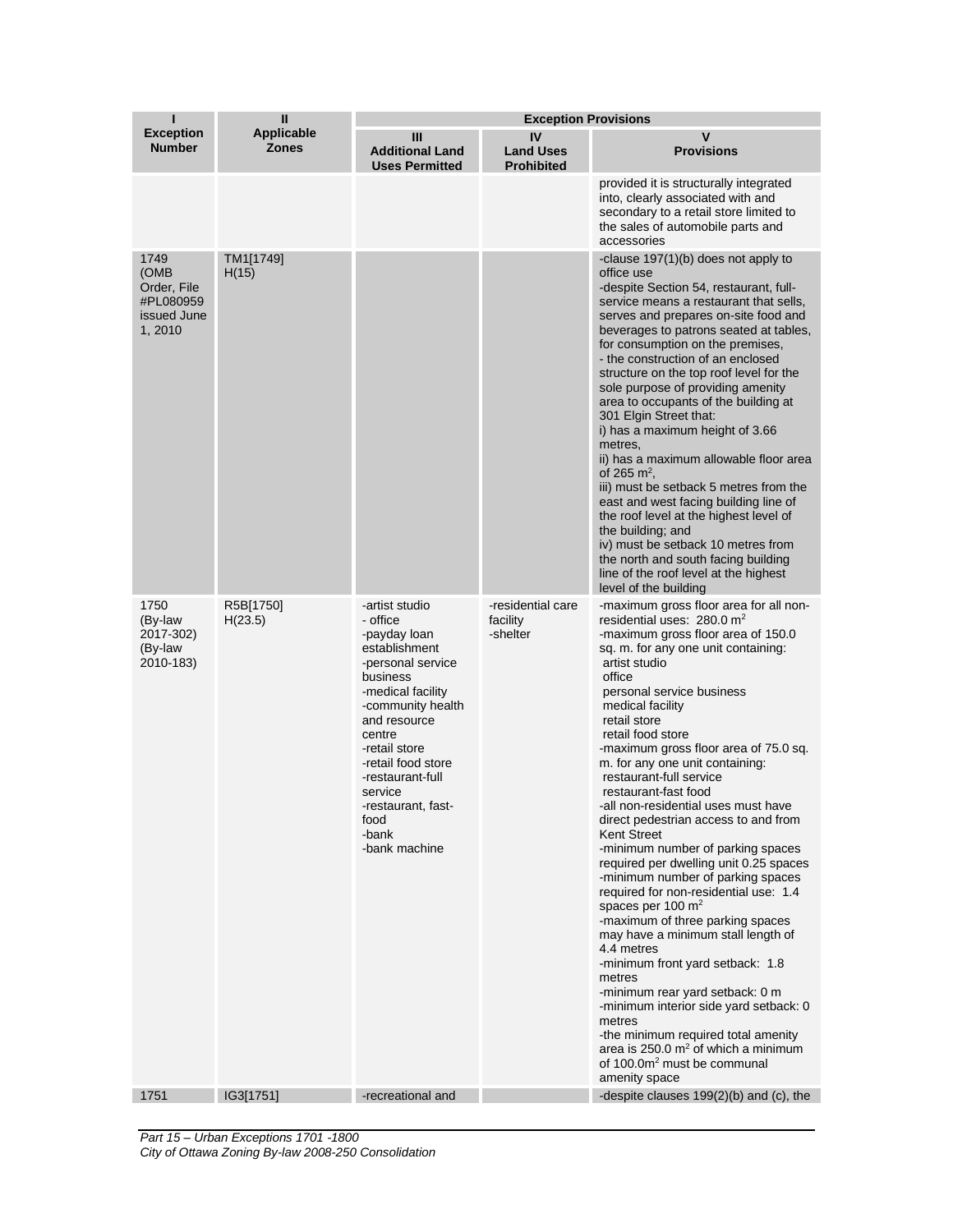| I<br>Exception Number | II<br>Applicable Zones | Exception Provisions | | |
|---|---|---|---|---|
| | | III<br>Additional Land Uses Permitted | IV<br>Land Uses Prohibited | V<br>Provisions |
| | | | | provided it is structurally integrated into, clearly associated with and secondary to a retail store limited to the sales of automobile parts and accessories |
| 1749 (OMB Order, File #PL080959 issued June 1, 2010 | TM1[1749] H(15) | | | -clause 197(1)(b) does not apply to office use<br>-despite Section 54, restaurant, full-service means a restaurant that sells, serves and prepares on-site food and beverages to patrons seated at tables, for consumption on the premises,<br>- the construction of an enclosed structure on the top roof level for the sole purpose of providing amenity area to occupants of the building at 301 Elgin Street that:<br>i) has a maximum height of 3.66 metres,<br>ii) has a maximum allowable floor area of 265 m$^2$,<br>iii) must be setback 5 metres from the east and west facing building line of the roof level at the highest level of the building; and<br>iv) must be setback 10 metres from the north and south facing building line of the roof level at the highest level of the building |
| 1750 (By-law 2017-302) (By-law 2010-183) | R5B[1750] H(23.5) | -artist studio<br>- office<br>-payday loan establishment<br>-personal service business<br>-medical facility<br>-community health and resource centre<br>-retail store<br>-retail food store<br>-restaurant-full service<br>-restaurant, fast-food<br>-bank<br>-bank machine | -residential care facility<br>-shelter | -maximum gross floor area for all non-residential uses: 280.0 m$^2$<br>-maximum gross floor area of 150.0 sq. m. for any one unit containing:<br>artist studio<br>office<br>personal service business<br>medical facility<br>retail store<br>retail food store<br>-maximum gross floor area of 75.0 sq. m. for any one unit containing:<br>restaurant-full service<br>restaurant-fast food<br>-all non-residential uses must have direct pedestrian access to and from Kent Street<br>-minimum number of parking spaces required per dwelling unit 0.25 spaces<br>-minimum number of parking spaces required for non-residential use: 1.4 spaces per 100 m$^2$<br>-maximum of three parking spaces may have a minimum stall length of 4.4 metres<br>-minimum front yard setback: 1.8 metres<br>-minimum rear yard setback: 0 m<br>-minimum interior side yard setback: 0 metres<br>-the minimum required total amenity area is 250.0 m$^2$ of which a minimum of 100.0m$^2$ must be communal amenity space |
| 1751 | IG3[1751] | -recreational and | | -despite clauses 199(2)(b) and (c), the |

*Part 15 – Urban Exceptions 1701 -1800*
*City of Ottawa Zoning By-law 2008-250 Consolidation*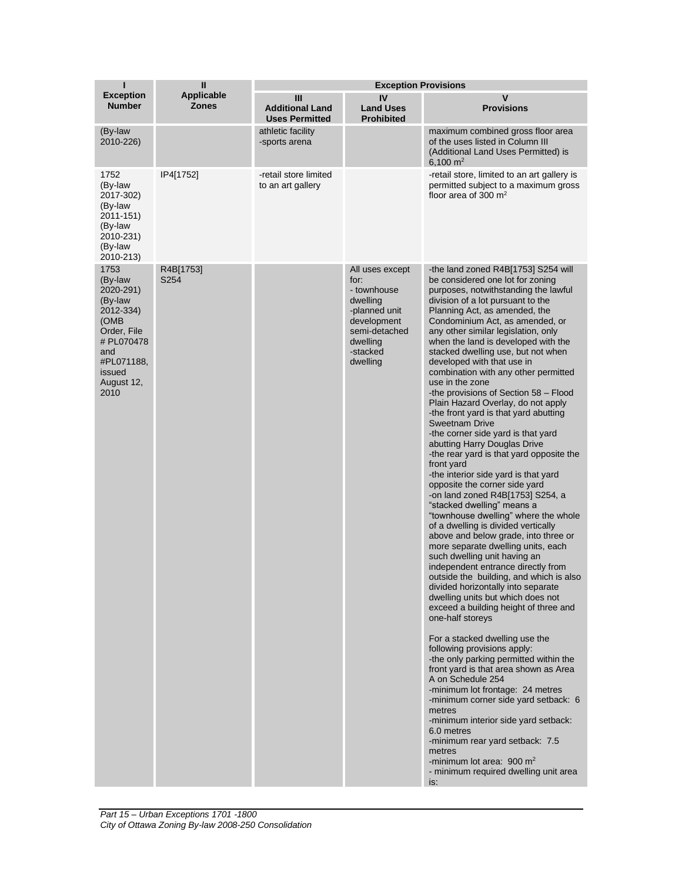| I<br>Exception Number | II<br>Applicable Zones | Exception Provisions | | |
|---|---|---|---|---|
| | | III<br>Additional Land Uses Permitted | IV<br>Land Uses Prohibited | V<br>Provisions |
| (By-law 2010-226) | | athletic facility<br>-sports arena | | maximum combined gross floor area of the uses listed in Column III (Additional Land Uses Permitted) is 6,100 m$^2$ |
| 1752<br>(By-law 2017-302)<br>(By-law 2011-151)<br>(By-law 2010-231)<br>(By-law 2010-213) | IP4[1752] | -retail store limited to an art gallery | | -retail store, limited to an art gallery is permitted subject to a maximum gross floor area of 300 m$^2$ |
| 1753<br>(By-law 2020-291)<br>(By-law 2012-334)<br>(OMB Order, File # PL070478 and #PL071188, issued August 12, 2010 | R4B[1753] S254 | | All uses except for:<br>- townhouse dwelling<br>-planned unit development semi-detached dwelling<br>-stacked dwelling | -the land zoned R4B[1753] S254 will be considered one lot for zoning purposes, notwithstanding the lawful division of a lot pursuant to the Planning Act, as amended, the Condominium Act, as amended, or any other similar legislation, only when the land is developed with the stacked dwelling use, but not when developed with that use in combination with any other permitted use in the zone<br>-the provisions of Section 58 – Flood Plain Hazard Overlay, do not apply<br>-the front yard is that yard abutting Sweetnam Drive<br>-the corner side yard is that yard abutting Harry Douglas Drive<br>-the rear yard is that yard opposite the front yard<br>-the interior side yard is that yard opposite the corner side yard<br>-on land zoned R4B[1753] S254, a "stacked dwelling" means a "townhouse dwelling" where the whole of a dwelling is divided vertically above and below grade, into three or more separate dwelling units, each such dwelling unit having an independent entrance directly from outside the building, and which is also divided horizontally into separate dwelling units but which does not exceed a building height of three and one-half storeys<br><br>For a stacked dwelling use the following provisions apply:<br>-the only parking permitted within the front yard is that area shown as Area A on Schedule 254<br>-minimum lot frontage: 24 metres<br>-minimum corner side yard setback: 6 metres<br>-minimum interior side yard setback: 6.0 metres<br>-minimum rear yard setback: 7.5 metres<br>-minimum lot area: 900 m$^2$<br>- minimum required dwelling unit area is: |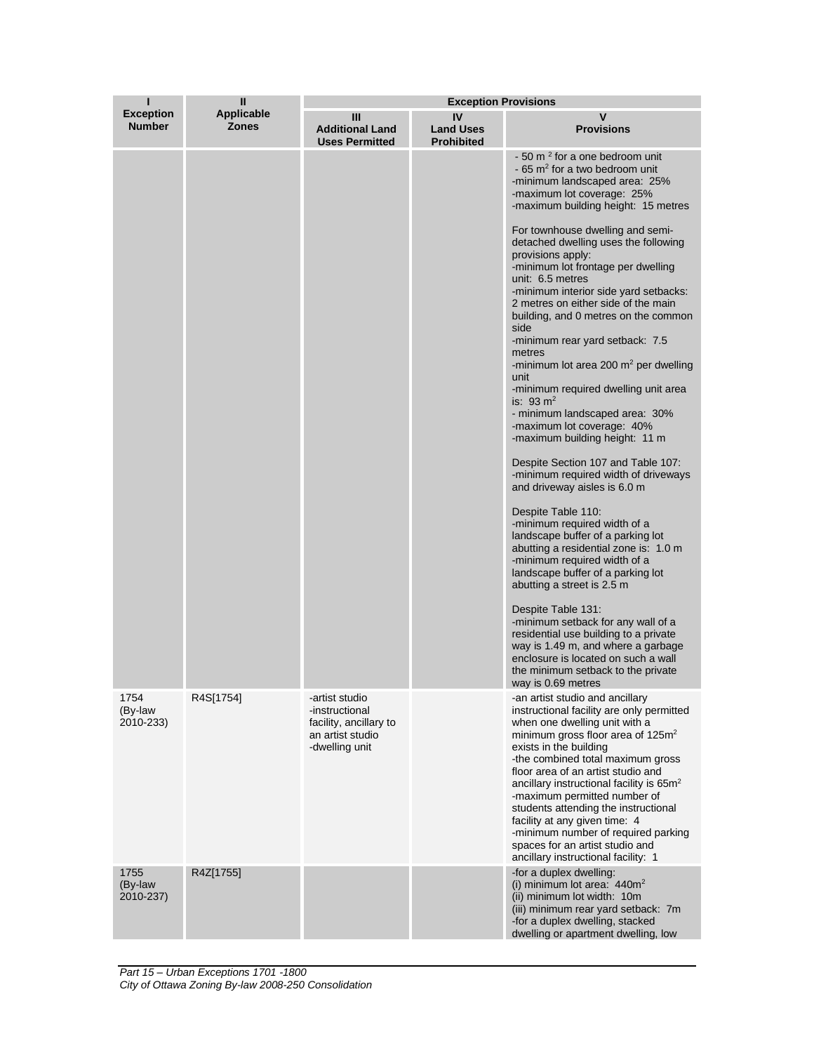| I<br>Exception Number | II<br>Applicable Zones | Exception Provisions | | |
|---|---|---|---|---|
| | | III<br>Additional Land Uses Permitted | IV<br>Land Uses Prohibited | V<br>Provisions |
| | | | | - 50 m $^2$ for a one bedroom unit<br>- 65 m$^2$ for a two bedroom unit<br>-minimum landscaped area: 25%<br>-maximum lot coverage: 25%<br>-maximum building height: 15 metres<br><br>For townhouse dwelling and semi-detached dwelling uses the following provisions apply:<br>-minimum lot frontage per dwelling unit: 6.5 metres<br>-minimum interior side yard setbacks: 2 metres on either side of the main building, and 0 metres on the common side<br>-minimum rear yard setback: 7.5 metres<br>-minimum lot area 200 m$^2$ per dwelling unit<br>-minimum required dwelling unit area is: 93 m$^2$<br>- minimum landscaped area: 30%<br>-maximum lot coverage: 40%<br>-maximum building height: 11 m<br><br>Despite Section 107 and Table 107:<br>-minimum required width of driveways and driveway aisles is 6.0 m<br><br>Despite Table 110:<br>-minimum required width of a landscape buffer of a parking lot abutting a residential zone is: 1.0 m<br>-minimum required width of a landscape buffer of a parking lot abutting a street is 2.5 m<br><br>Despite Table 131:<br>-minimum setback for any wall of a residential use building to a private way is 1.49 m, and where a garbage enclosure is located on such a wall the minimum setback to the private way is 0.69 metres |
| 1754<br>(By-law 2010-233) | R4S[1754] | -artist studio<br>-instructional facility, ancillary to an artist studio<br>-dwelling unit | | -an artist studio and ancillary instructional facility are only permitted when one dwelling unit with a minimum gross floor area of 125m$^2$ exists in the building<br>-the combined total maximum gross floor area of an artist studio and ancillary instructional facility is 65m$^2$<br>-maximum permitted number of students attending the instructional facility at any given time: 4<br>-minimum number of required parking spaces for an artist studio and ancillary instructional facility: 1 |
| 1755<br>(By-law 2010-237) | R4Z[1755] | | | -for a duplex dwelling:<br>(i) minimum lot area: 440m$^2$<br>(ii) minimum lot width: 10m<br>(iii) minimum rear yard setback: 7m<br>-for a duplex dwelling, stacked dwelling or apartment dwelling, low |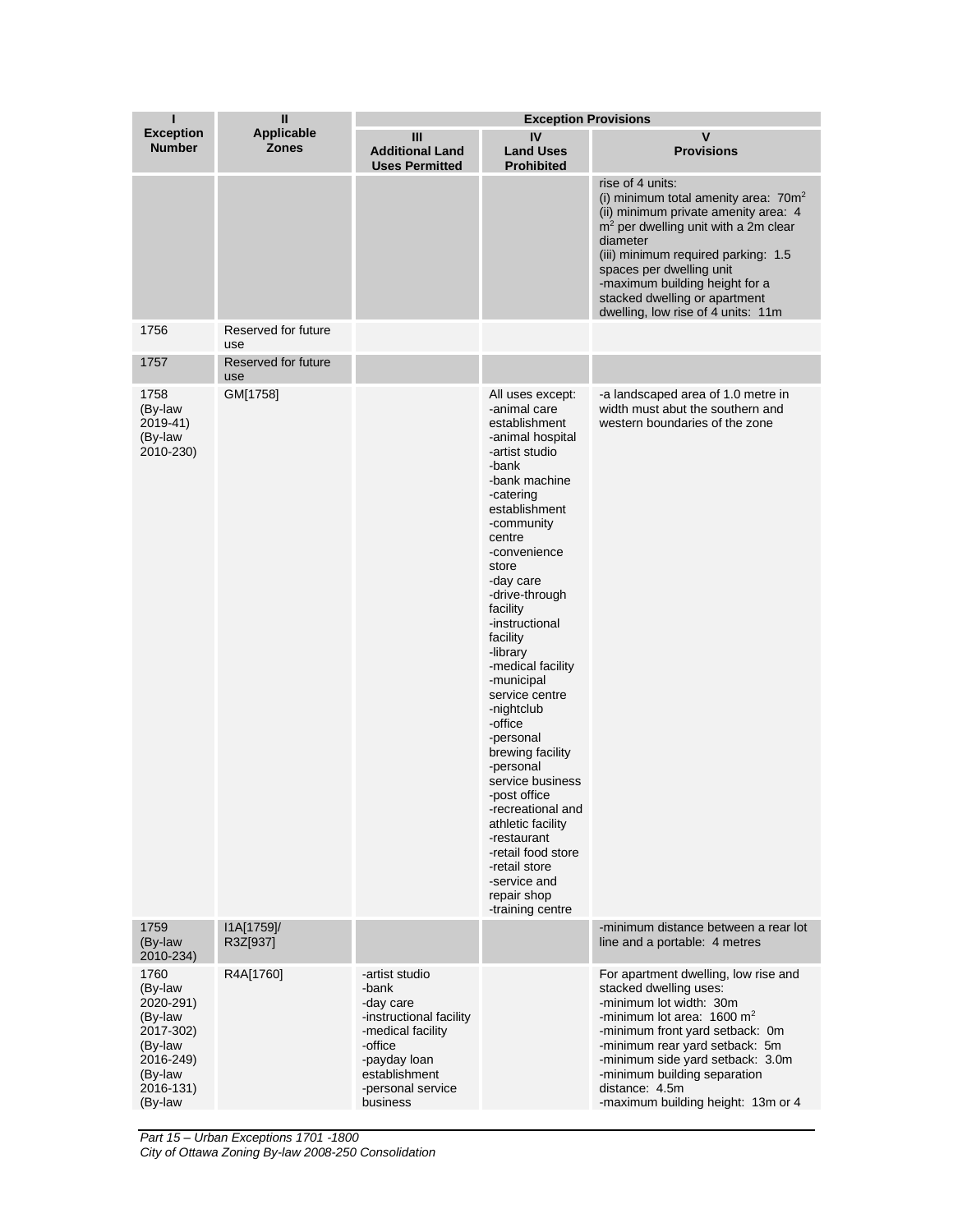| I<br>Exception Number | II<br>Applicable Zones | Exception Provisions | | |
|---|---|---|---|---|
| | | III<br>Additional Land Uses Permitted | IV<br>Land Uses Prohibited | V<br>Provisions |
| | | | | rise of 4 units:<br>(i) minimum total amenity area: 70m²<br>(ii) minimum private amenity area: 4 m² per dwelling unit with a 2m clear diameter<br>(iii) minimum required parking: 1.5 spaces per dwelling unit<br>-maximum building height for a stacked dwelling or apartment dwelling, low rise of 4 units: 11m |
| 1756 | Reserved for future use | | | |
| 1757 | Reserved for future use | | | |
| 1758<br>(By-law 2019-41)<br>(By-law 2010-230) | GM[1758] | | All uses except:<br>-animal care establishment<br>-animal hospital<br>-artist studio<br>-bank<br>-bank machine<br>-catering establishment<br>-community centre<br>-convenience store<br>-day care<br>-drive-through facility<br>-instructional facility<br>-library<br>-medical facility<br>-municipal service centre<br>-nightclub<br>-office<br>-personal brewing facility<br>-personal service business<br>-post office<br>-recreational and athletic facility<br>-restaurant<br>-retail food store<br>-retail store<br>-service and repair shop<br>-training centre | -a landscaped area of 1.0 metre in width must abut the southern and western boundaries of the zone |
| 1759<br>(By-law 2010-234) | I1A[1759]/ R3Z[937] | | | -minimum distance between a rear lot line and a portable: 4 metres |
| 1760<br>(By-law 2020-291)<br>(By-law 2017-302)<br>(By-law 2016-249)<br>(By-law 2016-131)<br>(By-law | R4A[1760] | -artist studio<br>-bank<br>-day care<br>-instructional facility<br>-medical facility<br>-office<br>-payday loan establishment<br>-personal service business | | For apartment dwelling, low rise and stacked dwelling uses:<br>-minimum lot width: 30m<br>-minimum lot area: 1600 m²<br>-minimum front yard setback: 0m<br>-minimum rear yard setback: 5m<br>-minimum side yard setback: 3.0m<br>-minimum building separation distance: 4.5m<br>-maximum building height: 13m or 4 |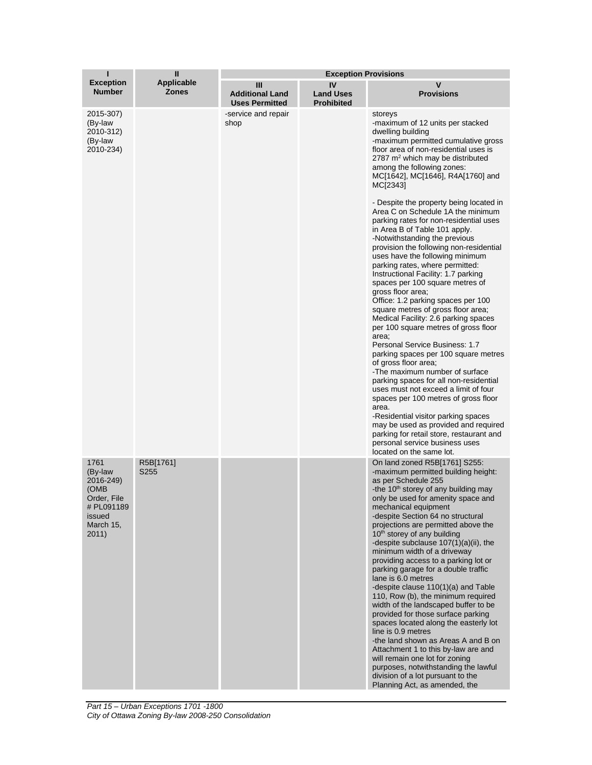| I<br>Exception Number | II<br>Applicable Zones | Exception Provisions | | |
|---|---|---|---|---|
| | | III<br>Additional Land Uses Permitted | IV<br>Land Uses Prohibited | V<br>Provisions |
| 2015-307)<br>(By-law 2010-312)<br>(By-law 2010-234) | | -service and repair shop | | storeys<br>-maximum of 12 units per stacked dwelling building<br>-maximum permitted cumulative gross floor area of non-residential uses is 2787 m² which may be distributed among the following zones: MC[1642], MC[1646], R4A[1760] and MC[2343]<br><br>- Despite the property being located in Area C on Schedule 1A the minimum parking rates for non-residential uses in Area B of Table 101 apply.<br>-Notwithstanding the previous provision the following non-residential uses have the following minimum parking rates, where permitted:<br>Instructional Facility: 1.7 parking spaces per 100 square metres of gross floor area;<br>Office: 1.2 parking spaces per 100 square metres of gross floor area;<br>Medical Facility: 2.6 parking spaces per 100 square metres of gross floor area;<br>Personal Service Business: 1.7 parking spaces per 100 square metres of gross floor area;<br>-The maximum number of surface parking spaces for all non-residential uses must not exceed a limit of four spaces per 100 metres of gross floor area.<br>-Residential visitor parking spaces may be used as provided and required parking for retail store, restaurant and personal service business uses located on the same lot. |
| 1761<br>(By-law 2016-249)<br>(OMB Order, File # PL091189 issued March 15, 2011) | R5B[1761] S255 | | | On land zoned R5B[1761] S255:<br>-maximum permitted building height: as per Schedule 255<br>-the 10th storey of any building may only be used for amenity space and mechanical equipment<br>-despite Section 64 no structural projections are permitted above the 10th storey of any building<br>-despite subclause 107(1)(a)(ii), the minimum width of a driveway providing access to a parking lot or parking garage for a double traffic lane is 6.0 metres<br>-despite clause 110(1)(a) and Table 110, Row (b), the minimum required width of the landscaped buffer to be provided for those surface parking spaces located along the easterly lot line is 0.9 metres<br>-the land shown as Areas A and B on Attachment 1 to this by-law are and will remain one lot for zoning purposes, notwithstanding the lawful division of a lot pursuant to the Planning Act, as amended, the |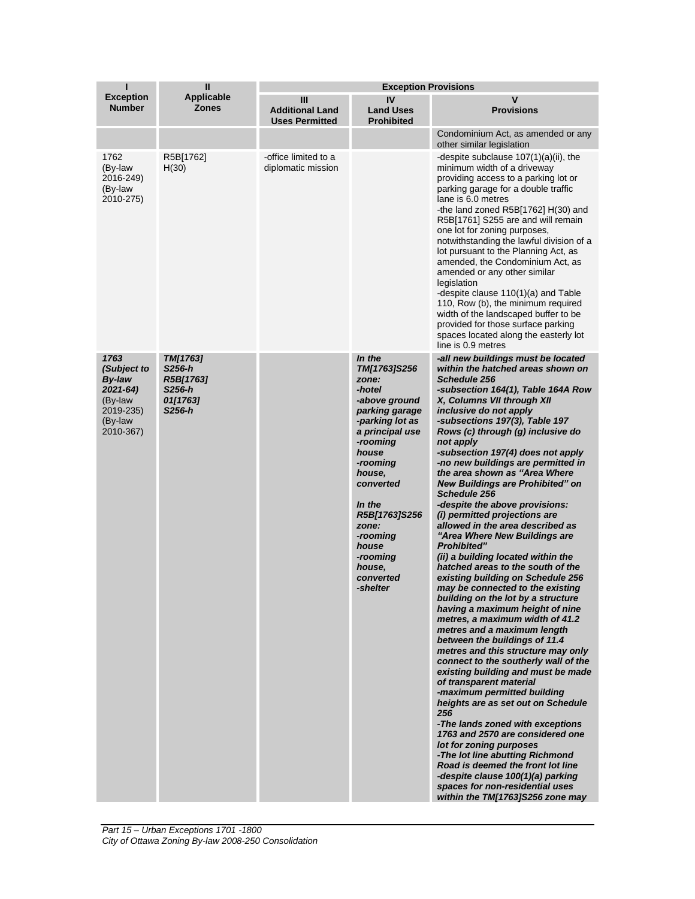| I<br>Exception Number | II<br>Applicable Zones | Exception Provisions | | |
|---|---|---|---|---|
| | | III<br>Additional Land Uses Permitted | IV<br>Land Uses Prohibited | V<br>Provisions |
| | | | | Condominium Act, as amended or any other similar legislation |
| 1762 (By-law 2016-249) (By-law 2010-275) | R5B[1762] H(30) | -office limited to a diplomatic mission | | -despite subclause 107(1)(a)(ii), the minimum width of a driveway providing access to a parking lot or parking garage for a double traffic lane is 6.0 metres<br>-the land zoned R5B[1762] H(30) and R5B[1761] S255 are and will remain one lot for zoning purposes, notwithstanding the lawful division of a lot pursuant to the Planning Act, as amended, the Condominium Act, as amended or any other similar legislation<br>-despite clause 110(1)(a) and Table 110, Row (b), the minimum required width of the landscaped buffer to be provided for those surface parking spaces located along the easterly lot line is 0.9 metres |
| ***1763 (Subject to By-law 2021-64)*** (By-law 2019-235) (By-law 2010-367) | ***TM[1763] S256-h R5B[1763] S256-h 01[1763] S256-h*** | | ***In the TM[1763]S256 zone:<br>-hotel<br>-above ground parking garage<br>-parking lot as a principal use<br>-rooming house<br>-rooming house, converted<br><br>In the R5B[1763]S256 zone:<br>-rooming house<br>-rooming house, converted<br>-shelter*** | ***-all new buildings must be located within the hatched areas shown on Schedule 256<br>-subsection 164(1), Table 164A Row X, Columns VII through XII inclusive do not apply<br>-subsections 197(3), Table 197 Rows (c) through (g) inclusive do not apply<br>-subsection 197(4) does not apply<br>-no new buildings are permitted in the area shown as "Area Where New Buildings are Prohibited" on Schedule 256<br>-despite the above provisions:<br>(i) permitted projections are allowed in the area described as "Area Where New Buildings are Prohibited"<br>(ii) a building located within the hatched areas to the south of the existing building on Schedule 256 may be connected to the existing building on the lot by a structure having a maximum height of nine metres, a maximum width of 41.2 metres and a maximum length between the buildings of 11.4 metres and this structure may only connect to the southerly wall of the existing building and must be made of transparent material<br>-maximum permitted building heights are as set out on Schedule 256<br>-The lands zoned with exceptions 1763 and 2570 are considered one lot for zoning purposes<br>-The lot line abutting Richmond Road is deemed the front lot line<br>-despite clause 100(1)(a) parking spaces for non-residential uses within the TM[1763]S256 zone may*** |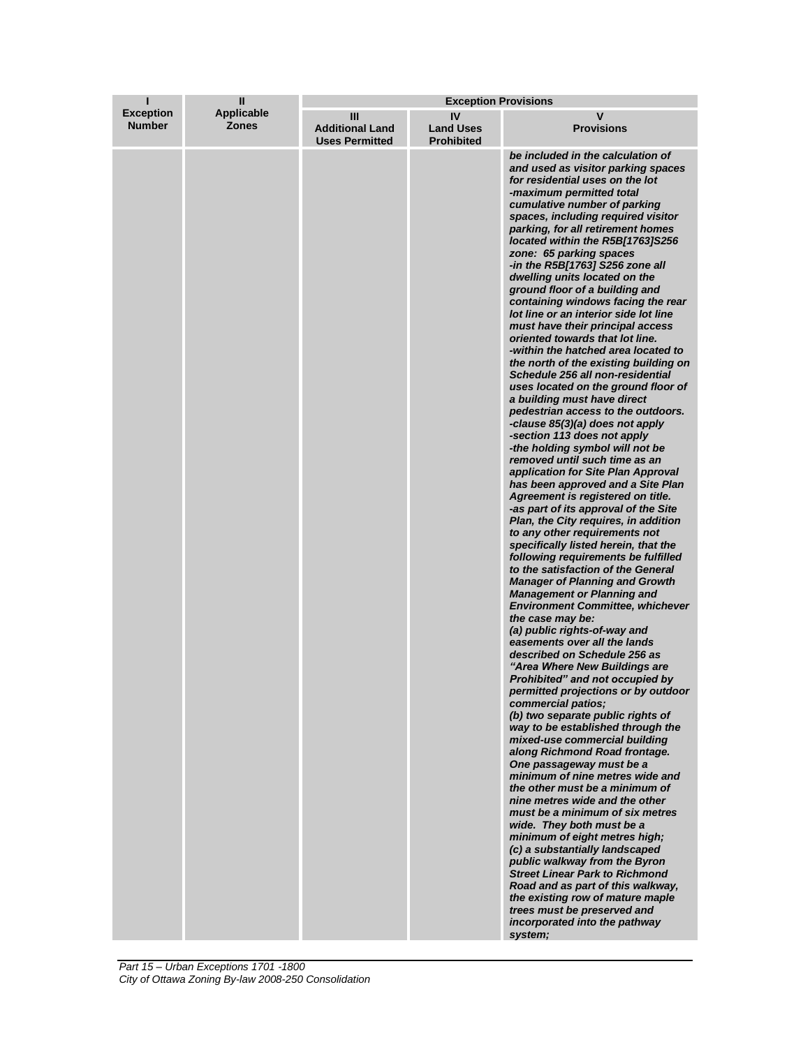| I<br>Exception Number | II<br>Applicable Zones | Exception Provisions | | |
|---|---|---|---|---|
| | | III<br>Additional Land Uses Permitted | IV<br>Land Uses Prohibited | V<br>Provisions |
| | | | | *be included in the calculation of and used as visitor parking spaces for residential uses on the lot*<br>*-maximum permitted total cumulative number of parking spaces, including required visitor parking, for all retirement homes located within the R5B[1763]S256 zone: 65 parking spaces*<br>*-in the R5B[1763] S256 zone all dwelling units located on the ground floor of a building and containing windows facing the rear lot line or an interior side lot line must have their principal access oriented towards that lot line.*<br>*-within the hatched area located to the north of the existing building on Schedule 256 all non-residential uses located on the ground floor of a building must have direct pedestrian access to the outdoors.*<br>*-clause 85(3)(a) does not apply*<br>*-section 113 does not apply*<br>*-the holding symbol will not be removed until such time as an application for Site Plan Approval has been approved and a Site Plan Agreement is registered on title.*<br>*-as part of its approval of the Site Plan, the City requires, in addition to any other requirements not specifically listed herein, that the following requirements be fulfilled to the satisfaction of the General Manager of Planning and Growth Management or Planning and Environment Committee, whichever the case may be:*<br>*(a) public rights-of-way and easements over all the lands described on Schedule 256 as "Area Where New Buildings are Prohibited" and not occupied by permitted projections or by outdoor commercial patios;*<br>*(b) two separate public rights of way to be established through the mixed-use commercial building along Richmond Road frontage. One passageway must be a minimum of nine metres wide and the other must be a minimum of nine metres wide and the other must be a minimum of six metres wide. They both must be a minimum of eight metres high;*<br>*(c) a substantially landscaped public walkway from the Byron Street Linear Park to Richmond Road and as part of this walkway, the existing row of mature maple trees must be preserved and incorporated into the pathway system;* |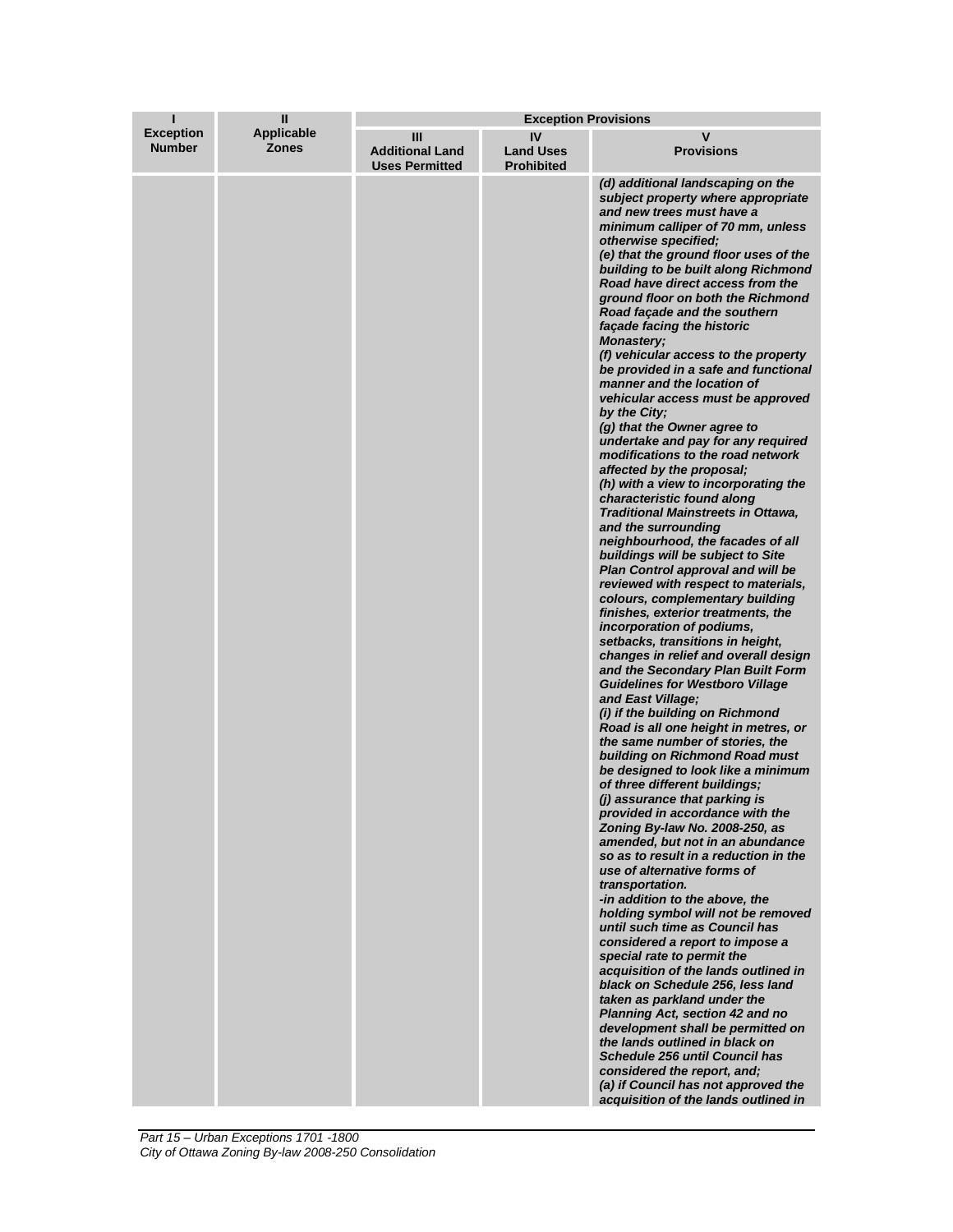| I<br>Exception Number | II<br>Applicable Zones | Exception Provisions | | |
|---|---|---|---|---|
| | | III<br>Additional Land Uses Permitted | IV<br>Land Uses Prohibited | V<br>Provisions |
| | | | | *(d) additional landscaping on the subject property where appropriate and new trees must have a minimum calliper of 70 mm, unless otherwise specified;*<br>*(e) that the ground floor uses of the building to be built along Richmond Road have direct access from the ground floor on both the Richmond Road façade and the southern façade facing the historic Monastery;*<br>*(f) vehicular access to the property be provided in a safe and functional manner and the location of vehicular access must be approved by the City;*<br>*(g) that the Owner agree to undertake and pay for any required modifications to the road network affected by the proposal;*<br>*(h) with a view to incorporating the characteristic found along Traditional Mainstreets in Ottawa, and the surrounding neighbourhood, the facades of all buildings will be subject to Site Plan Control approval and will be reviewed with respect to materials, colours, complementary building finishes, exterior treatments, the incorporation of podiums, setbacks, transitions in height, changes in relief and overall design and the Secondary Plan Built Form Guidelines for Westboro Village and East Village;*<br>*(i) if the building on Richmond Road is all one height in metres, or the same number of stories, the building on Richmond Road must be designed to look like a minimum of three different buildings;*<br>*(j) assurance that parking is provided in accordance with the Zoning By-law No. 2008-250, as amended, but not in an abundance so as to result in a reduction in the use of alternative forms of transportation.*<br>*-in addition to the above, the holding symbol will not be removed until such time as Council has considered a report to impose a special rate to permit the acquisition of the lands outlined in black on Schedule 256, less land taken as parkland under the Planning Act, section 42 and no development shall be permitted on the lands outlined in black on Schedule 256 until Council has considered the report, and;*<br>*(a) if Council has not approved the acquisition of the lands outlined in* |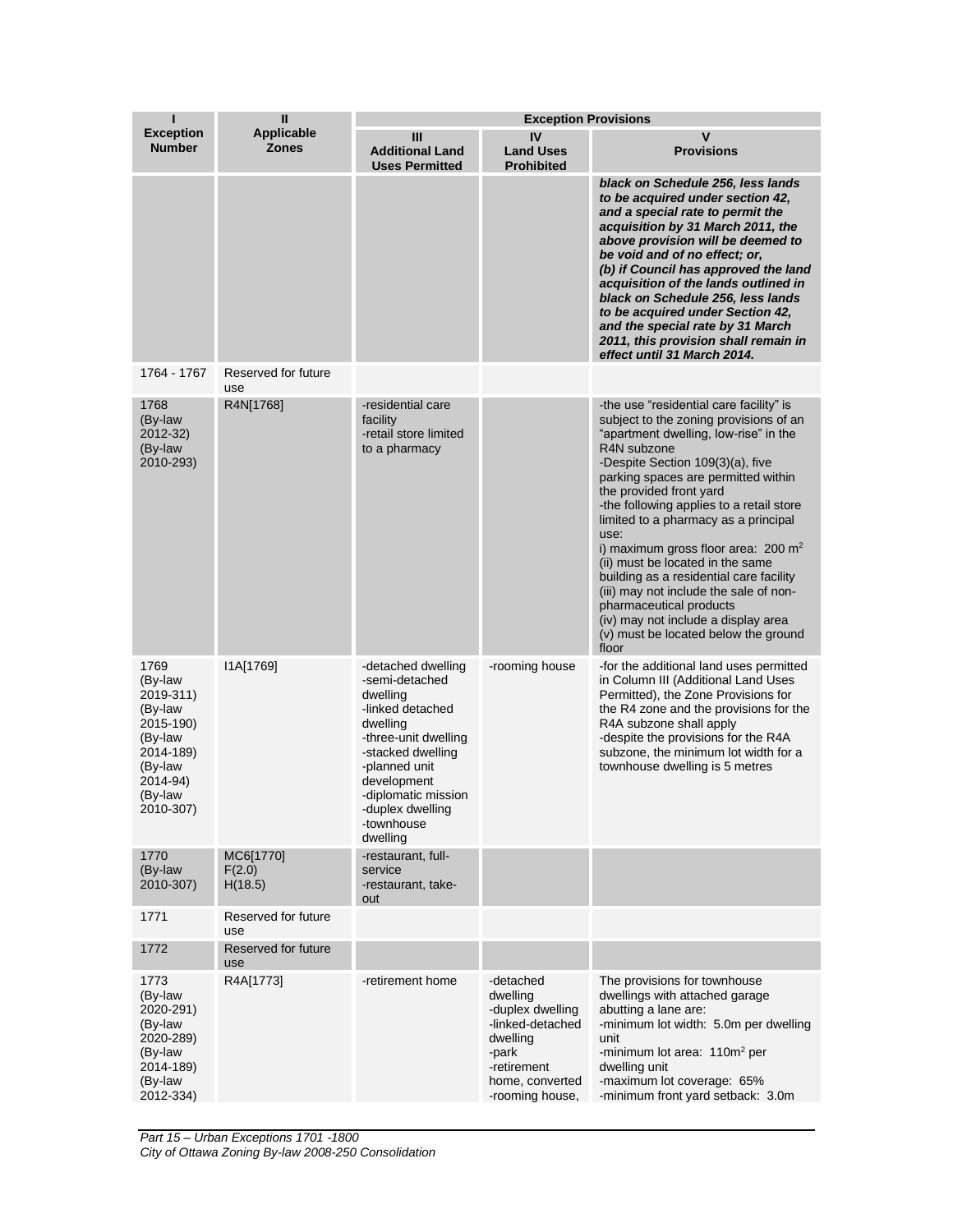| I<br>Exception Number | II<br>Applicable Zones | Exception Provisions | | |
|---|---|---|---|---|
| | | III<br>Additional Land Uses Permitted | IV<br>Land Uses Prohibited | V<br>Provisions |
| | | | | ***black on Schedule 256, less lands to be acquired under section 42, and a special rate to permit the acquisition by 31 March 2011, the above provision will be deemed to be void and of no effect; or,<br>(b) if Council has approved the land acquisition of the lands outlined in black on Schedule 256, less lands to be acquired under Section 42, and the special rate by 31 March 2011, this provision shall remain in effect until 31 March 2014.*** |
| 1764 - 1767 | Reserved for future use | | | |
| 1768<br>(By-law 2012-32)<br>(By-law 2010-293) | R4N[1768] | -residential care facility<br>-retail store limited to a pharmacy | | -the use "residential care facility" is subject to the zoning provisions of an "apartment dwelling, low-rise" in the R4N subzone<br>-Despite Section 109(3)(a), five parking spaces are permitted within the provided front yard<br>-the following applies to a retail store limited to a pharmacy as a principal use:<br>i) maximum gross floor area: 200 $m^2$<br>(ii) must be located in the same building as a residential care facility<br>(iii) may not include the sale of non-pharmaceutical products<br>(iv) may not include a display area<br>(v) must be located below the ground floor |
| 1769<br>(By-law 2019-311)<br>(By-law 2015-190)<br>(By-law 2014-189)<br>(By-law 2014-94)<br>(By-law 2010-307) | I1A[1769] | -detached dwelling<br>-semi-detached dwelling<br>-linked detached dwelling<br>-three-unit dwelling<br>-stacked dwelling<br>-planned unit development<br>-diplomatic mission<br>-duplex dwelling<br>-townhouse dwelling | -rooming house | -for the additional land uses permitted in Column III (Additional Land Uses Permitted), the Zone Provisions for the R4 zone and the provisions for the R4A subzone shall apply<br>-despite the provisions for the R4A subzone, the minimum lot width for a townhouse dwelling is 5 metres |
| 1770<br>(By-law 2010-307) | MC6[1770]<br>F(2.0)<br>H(18.5) | -restaurant, full-service<br>-restaurant, take-out | | |
| 1771 | Reserved for future use | | | |
| 1772 | Reserved for future use | | | |
| 1773<br>(By-law 2020-291)<br>(By-law 2020-289)<br>(By-law 2014-189)<br>(By-law 2012-334) | R4A[1773] | -retirement home | -detached dwelling<br>-duplex dwelling<br>-linked-detached dwelling<br>-park<br>-retirement home, converted<br>-rooming house, | The provisions for townhouse dwellings with attached garage abutting a lane are:<br>-minimum lot width: 5.0m per dwelling unit<br>-minimum lot area: 110$m^2$ per dwelling unit<br>-maximum lot coverage: 65%<br>-minimum front yard setback: 3.0m |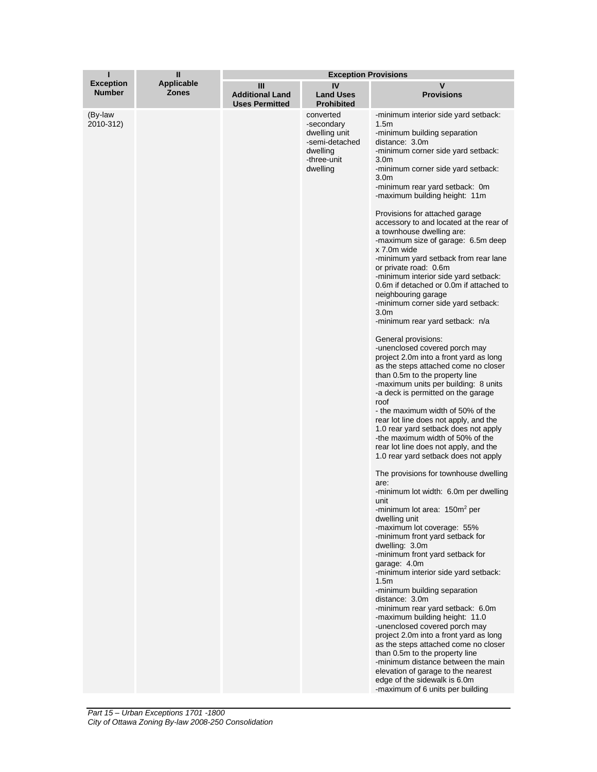| I<br>Exception Number | II<br>Applicable Zones | Exception Provisions | | |
|---|---|---|---|---|
| | | III<br>Additional Land Uses Permitted | IV<br>Land Uses Prohibited | V<br>Provisions |
| (By-law 2010-312) | | | converted<br>-secondary dwelling unit<br>-semi-detached dwelling<br>-three-unit dwelling | -minimum interior side yard setback: 1.5m<br>-minimum building separation distance: 3.0m<br>-minimum corner side yard setback: 3.0m<br>-minimum corner side yard setback: 3.0m<br>-minimum rear yard setback: 0m<br>-maximum building height: 11m<br><br>Provisions for attached garage accessory to and located at the rear of a townhouse dwelling are:<br>-maximum size of garage: 6.5m deep x 7.0m wide<br>-minimum yard setback from rear lane or private road: 0.6m<br>-minimum interior side yard setback: 0.6m if detached or 0.0m if attached to neighbouring garage<br>-minimum corner side yard setback: 3.0m<br>-minimum rear yard setback: n/a<br><br>General provisions:<br>-unenclosed covered porch may project 2.0m into a front yard as long as the steps attached come no closer than 0.5m to the property line<br>-maximum units per building: 8 units<br>-a deck is permitted on the garage roof<br>- the maximum width of 50% of the rear lot line does not apply, and the 1.0 rear yard setback does not apply<br>-the maximum width of 50% of the rear lot line does not apply, and the 1.0 rear yard setback does not apply<br><br>The provisions for townhouse dwelling are:<br>-minimum lot width: 6.0m per dwelling unit<br>-minimum lot area: 150m$^2$ per dwelling unit<br>-maximum lot coverage: 55%<br>-minimum front yard setback for dwelling: 3.0m<br>-minimum front yard setback for garage: 4.0m<br>-minimum interior side yard setback: 1.5m<br>-minimum building separation distance: 3.0m<br>-minimum rear yard setback: 6.0m<br>-maximum building height: 11.0<br>-unenclosed covered porch may project 2.0m into a front yard as long as the steps attached come no closer than 0.5m to the property line<br>-minimum distance between the main elevation of garage to the nearest edge of the sidewalk is 6.0m<br>-maximum of 6 units per building |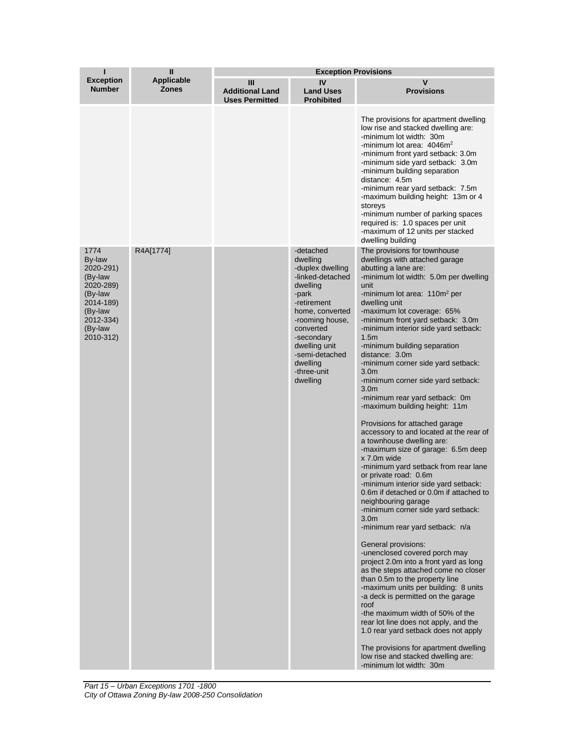| I<br>Exception Number | II<br>Applicable Zones | Exception Provisions | | |
|---|---|---|---|---|
| | | III<br>Additional Land Uses Permitted | IV<br>Land Uses Prohibited | V<br>Provisions |
| | | | | The provisions for apartment dwelling low rise and stacked dwelling are:<br>-minimum lot width: 30m<br>-minimum lot area: 4046m$^2$<br>-minimum front yard setback: 3.0m<br>-minimum side yard setback: 3.0m<br>-minimum building separation distance: 4.5m<br>-minimum rear yard setback: 7.5m<br>-maximum building height: 13m or 4 storeys<br>-minimum number of parking spaces required is: 1.0 spaces per unit<br>-maximum of 12 units per stacked dwelling building |
| 1774<br>By-law 2020-291)<br>(By-law 2020-289)<br>(By-law 2014-189)<br>(By-law 2012-334)<br>(By-law 2010-312) | R4A[1774] | | -detached dwelling<br>-duplex dwelling<br>-linked-detached dwelling<br>-park<br>-retirement home, converted<br>-rooming house, converted<br>-secondary dwelling unit<br>-semi-detached dwelling<br>-three-unit dwelling | The provisions for townhouse dwellings with attached garage abutting a lane are:<br>-minimum lot width: 5.0m per dwelling unit<br>-minimum lot area: 110m$^2$ per dwelling unit<br>-maximum lot coverage: 65%<br>-minimum front yard setback: 3.0m<br>-minimum interior side yard setback: 1.5m<br>-minimum building separation distance: 3.0m<br>-minimum corner side yard setback: 3.0m<br>-minimum corner side yard setback: 3.0m<br>-minimum rear yard setback: 0m<br>-maximum building height: 11m<br><br>Provisions for attached garage accessory to and located at the rear of a townhouse dwelling are:<br>-maximum size of garage: 6.5m deep x 7.0m wide<br>-minimum yard setback from rear lane or private road: 0.6m<br>-minimum interior side yard setback: 0.6m if detached or 0.0m if attached to neighbouring garage<br>-minimum corner side yard setback: 3.0m<br>-minimum rear yard setback: n/a<br><br>General provisions:<br>-unenclosed covered porch may project 2.0m into a front yard as long as the steps attached come no closer than 0.5m to the property line<br>-maximum units per building: 8 units<br>-a deck is permitted on the garage roof<br>-the maximum width of 50% of the rear lot line does not apply, and the 1.0 rear yard setback does not apply<br><br>The provisions for apartment dwelling low rise and stacked dwelling are:<br>-minimum lot width: 30m |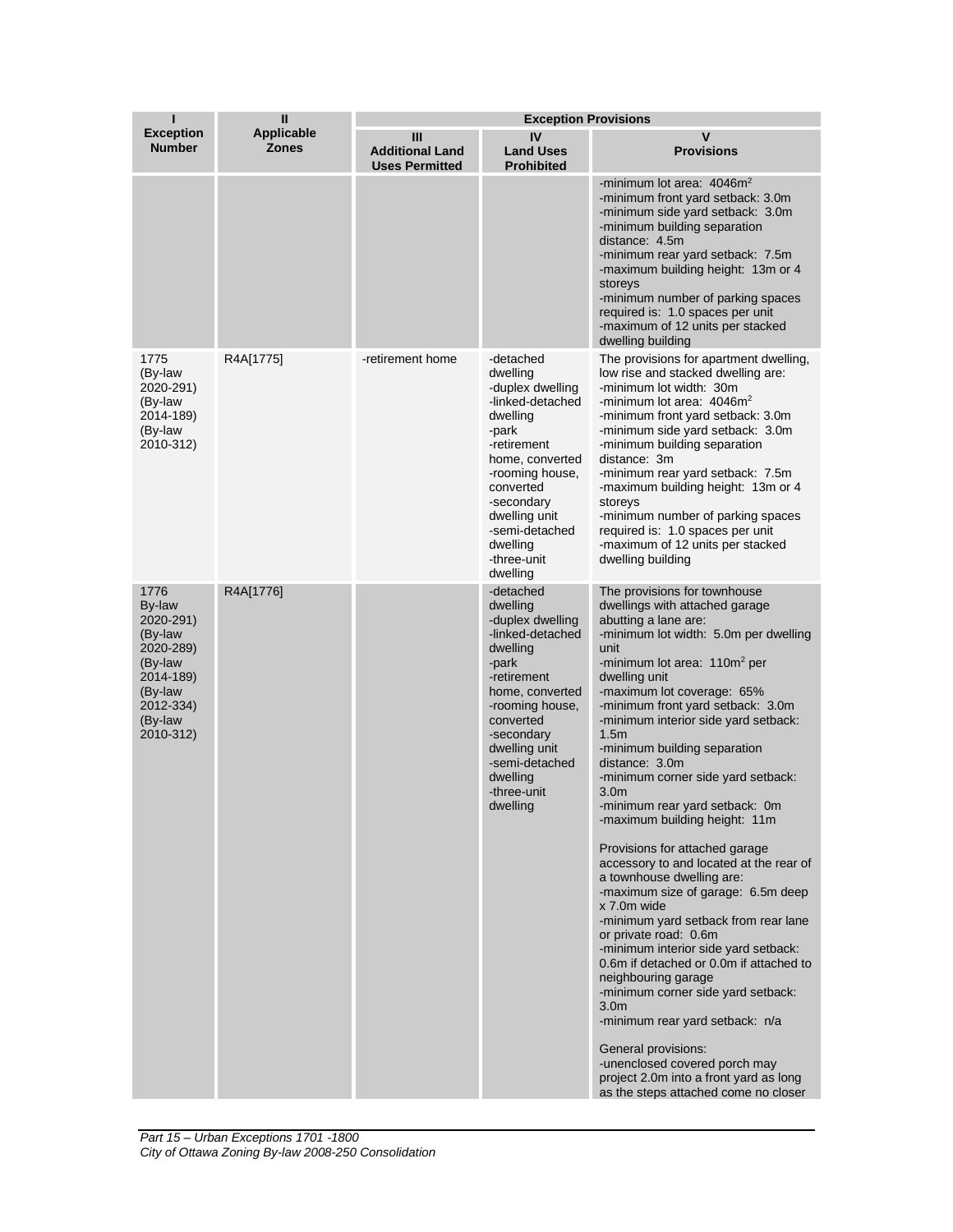| I<br>Exception Number | II<br>Applicable Zones | Exception Provisions | | |
|---|---|---|---|---|
| | | III<br>Additional Land Uses Permitted | IV<br>Land Uses Prohibited | V<br>Provisions |
| | | | | -minimum lot area: 4046m$^2$<br>-minimum front yard setback: 3.0m<br>-minimum side yard setback: 3.0m<br>-minimum building separation distance: 4.5m<br>-minimum rear yard setback: 7.5m<br>-maximum building height: 13m or 4 storeys<br>-minimum number of parking spaces required is: 1.0 spaces per unit<br>-maximum of 12 units per stacked dwelling building |
| 1775 (By-law 2020-291) (By-law 2014-189) (By-law 2010-312) | R4A[1775] | -retirement home | -detached dwelling<br>-duplex dwelling<br>-linked-detached dwelling<br>-park<br>-retirement home, converted<br>-rooming house, converted<br>-secondary dwelling unit<br>-semi-detached dwelling<br>-three-unit dwelling | The provisions for apartment dwelling, low rise and stacked dwelling are:<br>-minimum lot width: 30m<br>-minimum lot area: 4046m$^2$<br>-minimum front yard setback: 3.0m<br>-minimum side yard setback: 3.0m<br>-minimum building separation distance: 3m<br>-minimum rear yard setback: 7.5m<br>-maximum building height: 13m or 4 storeys<br>-minimum number of parking spaces required is: 1.0 spaces per unit<br>-maximum of 12 units per stacked dwelling building |
| 1776 By-law 2020-291) (By-law 2020-289) (By-law 2014-189) (By-law 2012-334) (By-law 2010-312) | R4A[1776] | | -detached dwelling<br>-duplex dwelling<br>-linked-detached dwelling<br>-park<br>-retirement home, converted<br>-rooming house, converted<br>-secondary dwelling unit<br>-semi-detached dwelling<br>-three-unit dwelling | The provisions for townhouse dwellings with attached garage abutting a lane are:<br>-minimum lot width: 5.0m per dwelling unit<br>-minimum lot area: 110m$^2$ per dwelling unit<br>-maximum lot coverage: 65%<br>-minimum front yard setback: 3.0m<br>-minimum interior side yard setback: 1.5m<br>-minimum building separation distance: 3.0m<br>-minimum corner side yard setback: 3.0m<br>-minimum rear yard setback: 0m<br>-maximum building height: 11m<br><br>Provisions for attached garage accessory to and located at the rear of a townhouse dwelling are:<br>-maximum size of garage: 6.5m deep x 7.0m wide<br>-minimum yard setback from rear lane or private road: 0.6m<br>-minimum interior side yard setback: 0.6m if detached or 0.0m if attached to neighbouring garage<br>-minimum corner side yard setback: 3.0m<br>-minimum rear yard setback: n/a<br><br>General provisions:<br>-unenclosed covered porch may project 2.0m into a front yard as long as the steps attached come no closer |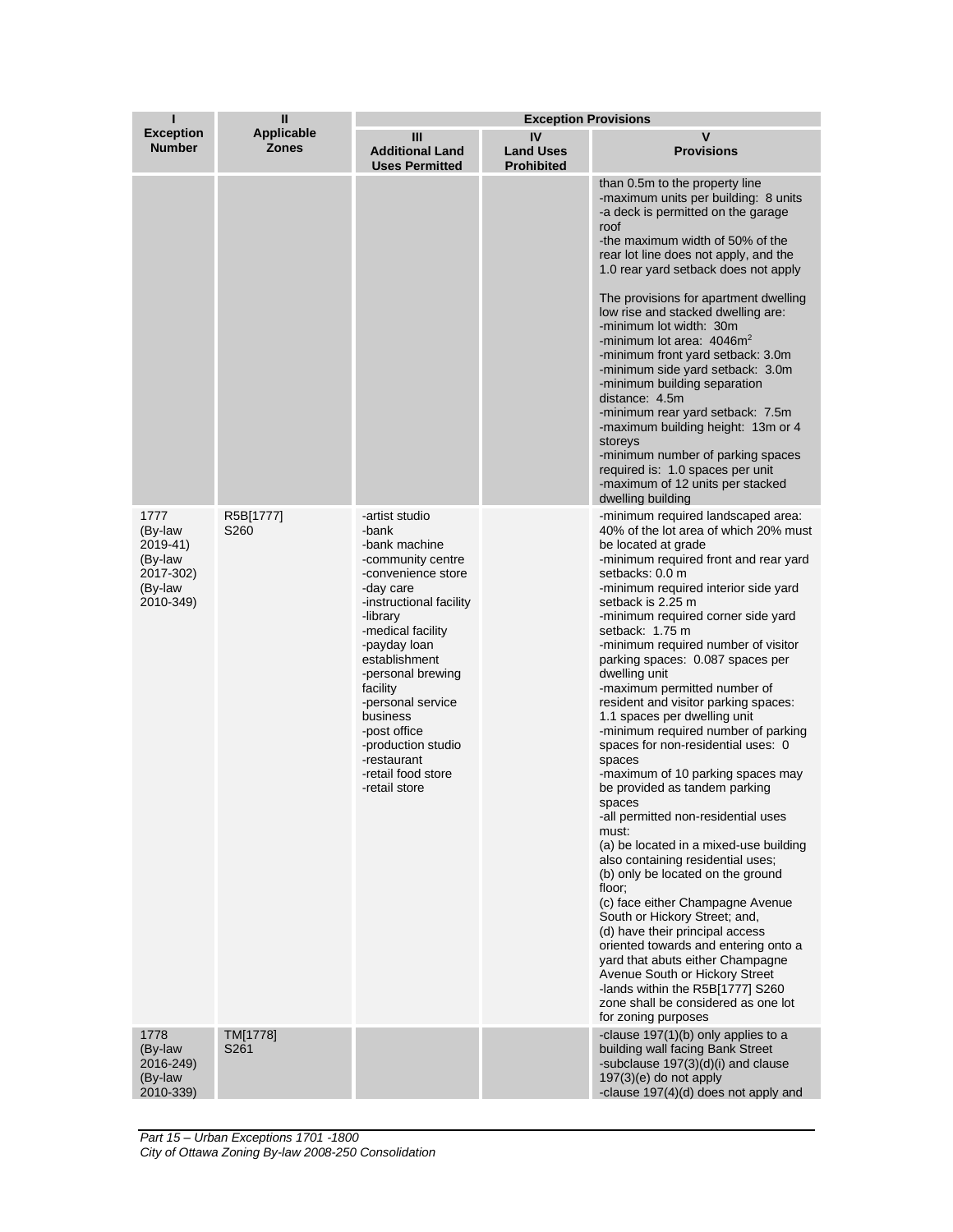| I<br>Exception Number | II<br>Applicable Zones | Exception Provisions | | |
|---|---|---|---|---|
| | | III<br>Additional Land Uses Permitted | IV<br>Land Uses Prohibited | V<br>Provisions |
| | | | | than 0.5m to the property line<br>-maximum units per building: 8 units<br>-a deck is permitted on the garage roof<br>-the maximum width of 50% of the rear lot line does not apply, and the 1.0 rear yard setback does not apply<br><br>The provisions for apartment dwelling low rise and stacked dwelling are:<br>-minimum lot width: 30m<br>-minimum lot area: 4046m²<br>-minimum front yard setback: 3.0m<br>-minimum side yard setback: 3.0m<br>-minimum building separation distance: 4.5m<br>-minimum rear yard setback: 7.5m<br>-maximum building height: 13m or 4 storeys<br>-minimum number of parking spaces required is: 1.0 spaces per unit<br>-maximum of 12 units per stacked dwelling building |
| 1777<br>(By-law 2019-41)<br>(By-law 2017-302)<br>(By-law 2010-349) | R5B[1777] S260 | -artist studio<br>-bank<br>-bank machine<br>-community centre<br>-convenience store<br>-day care<br>-instructional facility<br>-library<br>-medical facility<br>-payday loan establishment<br>-personal brewing facility<br>-personal service business<br>-post office<br>-production studio<br>-restaurant<br>-retail food store<br>-retail store | | -minimum required landscaped area: 40% of the lot area of which 20% must be located at grade<br>-minimum required front and rear yard setbacks: 0.0 m<br>-minimum required interior side yard setback is 2.25 m<br>-minimum required corner side yard setback: 1.75 m<br>-minimum required number of visitor parking spaces: 0.087 spaces per dwelling unit<br>-maximum permitted number of resident and visitor parking spaces: 1.1 spaces per dwelling unit<br>-minimum required number of parking spaces for non-residential uses: 0 spaces<br>-maximum of 10 parking spaces may be provided as tandem parking spaces<br>-all permitted non-residential uses must:<br>(a) be located in a mixed-use building also containing residential uses;<br>(b) only be located on the ground floor;<br>(c) face either Champagne Avenue South or Hickory Street; and,<br>(d) have their principal access oriented towards and entering onto a yard that abuts either Champagne Avenue South or Hickory Street<br>-lands within the R5B[1777] S260 zone shall be considered as one lot for zoning purposes |
| 1778<br>(By-law 2016-249)<br>(By-law 2010-339) | TM[1778] S261 | | | -clause 197(1)(b) only applies to a building wall facing Bank Street<br>-subclause 197(3)(d)(i) and clause 197(3)(e) do not apply<br>-clause 197(4)(d) does not apply and |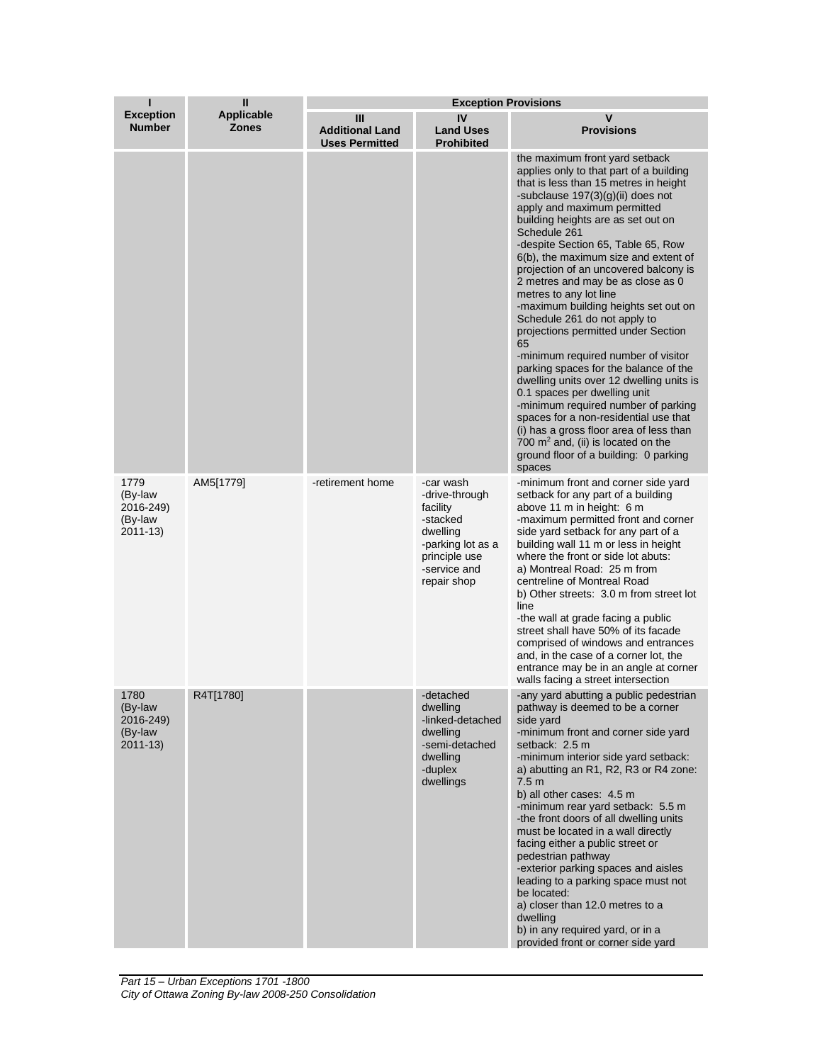| I<br>Exception Number | II<br>Applicable Zones | Exception Provisions | | |
|---|---|---|---|---|
| | | III<br>Additional Land Uses Permitted | IV<br>Land Uses Prohibited | V<br>Provisions |
| | | | | the maximum front yard setback applies only to that part of a building that is less than 15 metres in height<br>-subclause 197(3)(g)(ii) does not apply and maximum permitted building heights are as set out on Schedule 261<br>-despite Section 65, Table 65, Row 6(b), the maximum size and extent of projection of an uncovered balcony is 2 metres and may be as close as 0 metres to any lot line<br>-maximum building heights set out on Schedule 261 do not apply to projections permitted under Section 65<br>-minimum required number of visitor parking spaces for the balance of the dwelling units over 12 dwelling units is 0.1 spaces per dwelling unit<br>-minimum required number of parking spaces for a non-residential use that (i) has a gross floor area of less than 700 m$^2$ and, (ii) is located on the ground floor of a building: 0 parking spaces |
| 1779<br>(By-law 2016-249)<br>(By-law 2011-13) | AM5[1779] | -retirement home | -car wash<br>-drive-through facility<br>-stacked dwelling<br>-parking lot as a principle use<br>-service and repair shop | -minimum front and corner side yard setback for any part of a building above 11 m in height: 6 m<br>-maximum permitted front and corner side yard setback for any part of a building wall 11 m or less in height where the front or side lot abuts:<br>a) Montreal Road: 25 m from centreline of Montreal Road<br>b) Other streets: 3.0 m from street lot line<br>-the wall at grade facing a public street shall have 50% of its facade comprised of windows and entrances and, in the case of a corner lot, the entrance may be in an angle at corner walls facing a street intersection |
| 1780<br>(By-law 2016-249)<br>(By-law 2011-13) | R4T[1780] | | -detached dwelling<br>-linked-detached dwelling<br>-semi-detached dwelling<br>-duplex dwellings | -any yard abutting a public pedestrian pathway is deemed to be a corner side yard<br>-minimum front and corner side yard setback: 2.5 m<br>-minimum interior side yard setback:<br>a) abutting an R1, R2, R3 or R4 zone: 7.5 m<br>b) all other cases: 4.5 m<br>-minimum rear yard setback: 5.5 m<br>-the front doors of all dwelling units must be located in a wall directly facing either a public street or pedestrian pathway<br>-exterior parking spaces and aisles leading to a parking space must not be located:<br>a) closer than 12.0 metres to a dwelling<br>b) in any required yard, or in a provided front or corner side yard |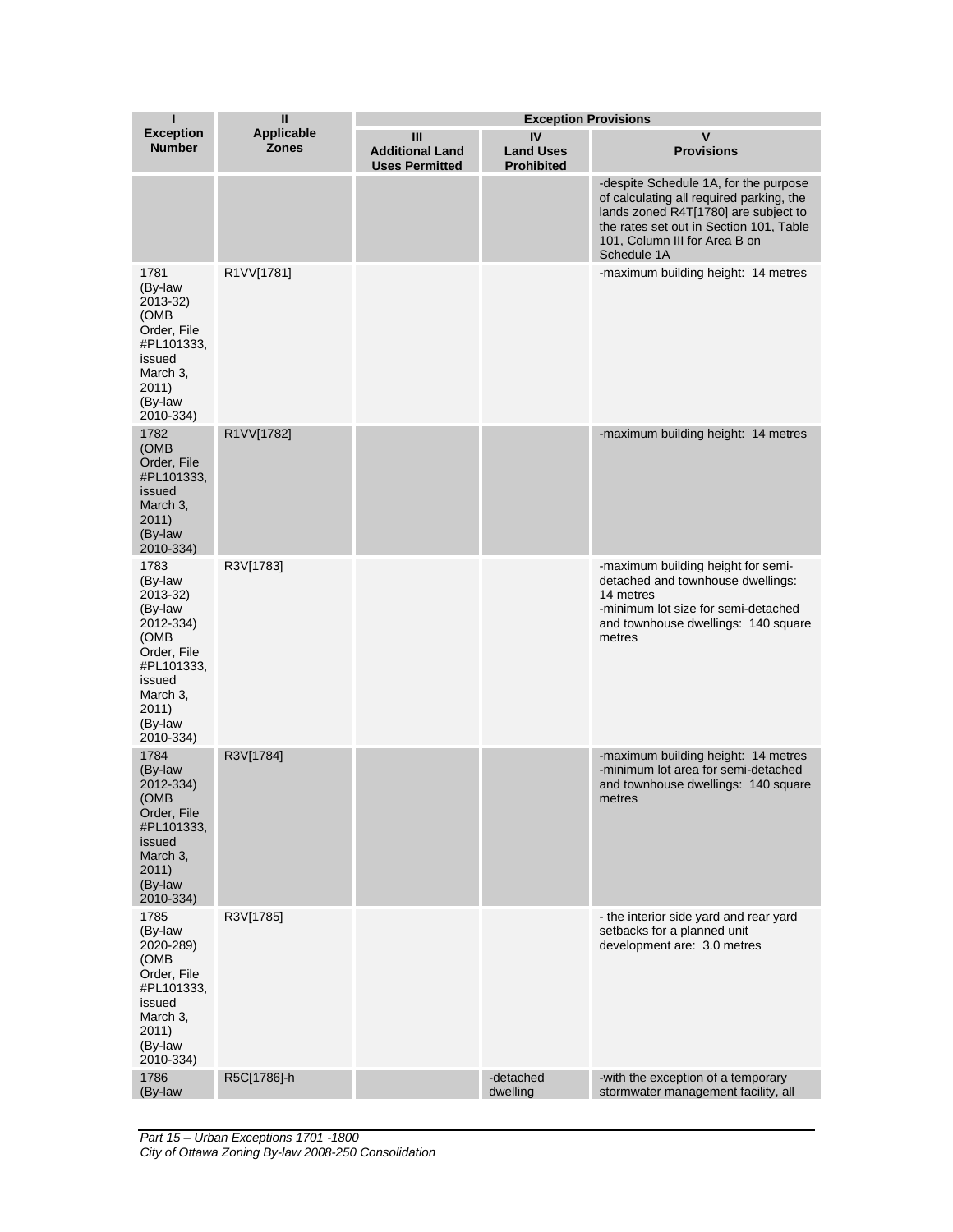| I<br>Exception Number | II<br>Applicable Zones | Exception Provisions | | |
|---|---|---|---|---|
| | | III<br>Additional Land Uses Permitted | IV<br>Land Uses Prohibited | V<br>Provisions |
| | | | | -despite Schedule 1A, for the purpose of calculating all required parking, the lands zoned R4T[1780] are subject to the rates set out in Section 101, Table 101, Column III for Area B on Schedule 1A |
| 1781 (By-law 2013-32) (OMB Order, File #PL101333, issued March 3, 2011) (By-law 2010-334) | R1VV[1781] | | | -maximum building height: 14 metres |
| 1782 (OMB Order, File #PL101333, issued March 3, 2011) (By-law 2010-334) | R1VV[1782] | | | -maximum building height: 14 metres |
| 1783 (By-law 2013-32) (By-law 2012-334) (OMB Order, File #PL101333, issued March 3, 2011) (By-law 2010-334) | R3V[1783] | | | -maximum building height for semi-detached and townhouse dwellings: 14 metres<br>-minimum lot size for semi-detached and townhouse dwellings: 140 square metres |
| 1784 (By-law 2012-334) (OMB Order, File #PL101333, issued March 3, 2011) (By-law 2010-334) | R3V[1784] | | | -maximum building height: 14 metres<br>-minimum lot area for semi-detached and townhouse dwellings: 140 square metres |
| 1785 (By-law 2020-289) (OMB Order, File #PL101333, issued March 3, 2011) (By-law 2010-334) | R3V[1785] | | | - the interior side yard and rear yard setbacks for a planned unit development are: 3.0 metres |
| 1786 (By-law | R5C[1786]-h | | -detached dwelling | -with the exception of a temporary stormwater management facility, all |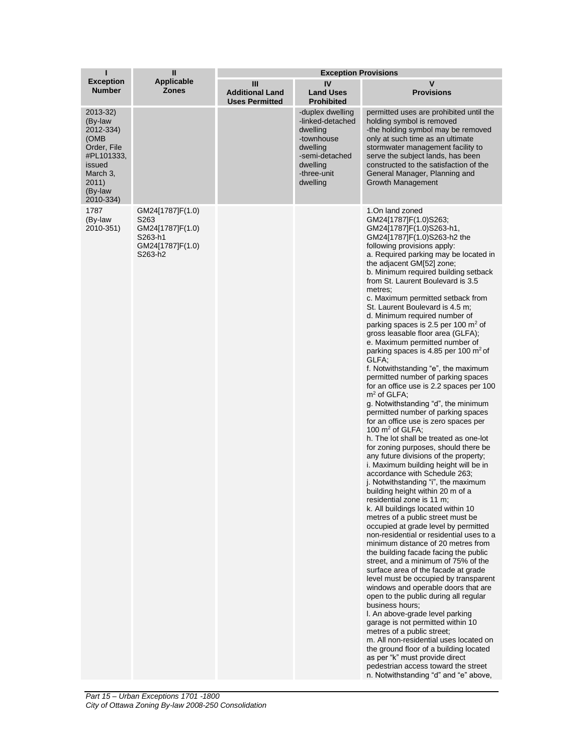| I | II | Exception Provisions | | |
|---|---|---|---|---|
| **Exception Number** | **Applicable Zones** | **III Additional Land Uses Permitted** | **IV Land Uses Prohibited** | **V Provisions** |
| 2013-32) (By-law 2012-334) (OMB Order, File #PL101333, issued March 3, 2011) (By-law 2010-334) | | | -duplex dwelling<br>-linked-detached dwelling<br>-townhouse dwelling<br>-semi-detached dwelling<br>-three-unit dwelling | permitted uses are prohibited until the holding symbol is removed<br>-the holding symbol may be removed only at such time as an ultimate stormwater management facility to serve the subject lands, has been constructed to the satisfaction of the General Manager, Planning and Growth Management |
| 1787 (By-law 2010-351) | GM24[1787]F(1.0) S263<br>GM24[1787]F(1.0) S263-h1<br>GM24[1787]F(1.0) S263-h2 | | | 1.On land zoned GM24[1787]F(1.0)S263; GM24[1787]F(1.0)S263-h1, GM24[1787]F(1.0)S263-h2 the following provisions apply:<br>a. Required parking may be located in the adjacent GM[52] zone;<br>b. Minimum required building setback from St. Laurent Boulevard is 3.5 metres;<br>c. Maximum permitted setback from St. Laurent Boulevard is 4.5 m;<br>d. Minimum required number of parking spaces is 2.5 per 100 $m^2$ of gross leasable floor area (GLFA);<br>e. Maximum permitted number of parking spaces is 4.85 per 100 $m^2$ of GLFA;<br>f. Notwithstanding "e", the maximum permitted number of parking spaces for an office use is 2.2 spaces per 100 $m^2$ of GLFA;<br>g. Notwithstanding "d", the minimum permitted number of parking spaces for an office use is zero spaces per 100 $m^2$ of GLFA;<br>h. The lot shall be treated as one-lot for zoning purposes, should there be any future divisions of the property;<br>i. Maximum building height will be in accordance with Schedule 263;<br>j. Notwithstanding "i", the maximum building height within 20 m of a residential zone is 11 m;<br>k. All buildings located within 10 metres of a public street must be occupied at grade level by permitted non-residential or residential uses to a minimum distance of 20 metres from the building facade facing the public street, and a minimum of 75% of the surface area of the facade at grade level must be occupied by transparent windows and operable doors that are open to the public during all regular business hours;<br>l. An above-grade level parking garage is not permitted within 10 metres of a public street;<br>m. All non-residential uses located on the ground floor of a building located as per "k" must provide direct pedestrian access toward the street<br>n. Notwithstanding "d" and "e" above, |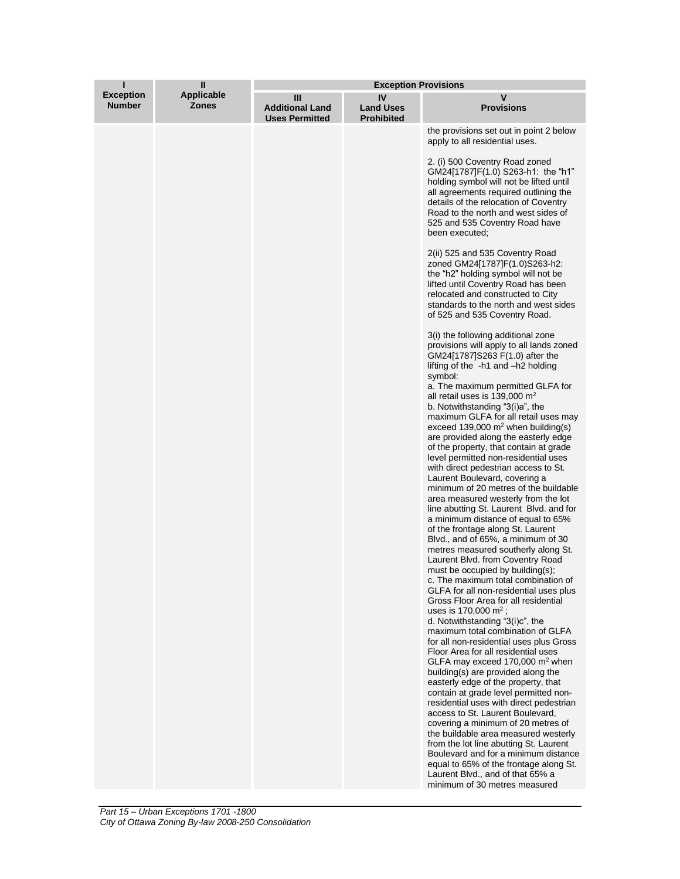| I<br>Exception Number | II<br>Applicable Zones | Exception Provisions | | |
|---|---|---|---|---|
| | | III<br>Additional Land Uses Permitted | IV<br>Land Uses Prohibited | V<br>Provisions |
| | | | | the provisions set out in point 2 below apply to all residential uses.<br><br>2. (i) 500 Coventry Road zoned GM24[1787]F(1.0) S263-h1: the "h1" holding symbol will not be lifted until all agreements required outlining the details of the relocation of Coventry Road to the north and west sides of 525 and 535 Coventry Road have been executed;<br><br>2(ii) 525 and 535 Coventry Road zoned GM24[1787]F(1.0)S263-h2: the "h2" holding symbol will not be lifted until Coventry Road has been relocated and constructed to City standards to the north and west sides of 525 and 535 Coventry Road.<br><br>3(i) the following additional zone provisions will apply to all lands zoned GM24[1787]S263 F(1.0) after the lifting of the -h1 and –h2 holding symbol:<br>a. The maximum permitted GLFA for all retail uses is 139,000 m$^2$<br>b. Notwithstanding "3(i)a", the maximum GLFA for all retail uses may exceed 139,000 m$^2$ when building(s) are provided along the easterly edge of the property, that contain at grade level permitted non-residential uses with direct pedestrian access to St. Laurent Boulevard, covering a minimum of 20 metres of the buildable area measured westerly from the lot line abutting St. Laurent Blvd. and for a minimum distance of equal to 65% of the frontage along St. Laurent Blvd., and of 65%, a minimum of 30 metres measured southerly along St. Laurent Blvd. from Coventry Road must be occupied by building(s);<br>c. The maximum total combination of GLFA for all non-residential uses plus Gross Floor Area for all residential uses is 170,000 m$^2$ ;<br>d. Notwithstanding "3(i)c", the maximum total combination of GLFA for all non-residential uses plus Gross Floor Area for all residential uses GLFA may exceed 170,000 m$^2$ when building(s) are provided along the easterly edge of the property, that contain at grade level permitted non-residential uses with direct pedestrian access to St. Laurent Boulevard, covering a minimum of 20 metres of the buildable area measured westerly from the lot line abutting St. Laurent Boulevard and for a minimum distance equal to 65% of the frontage along St. Laurent Blvd., and of that 65% a minimum of 30 metres measured |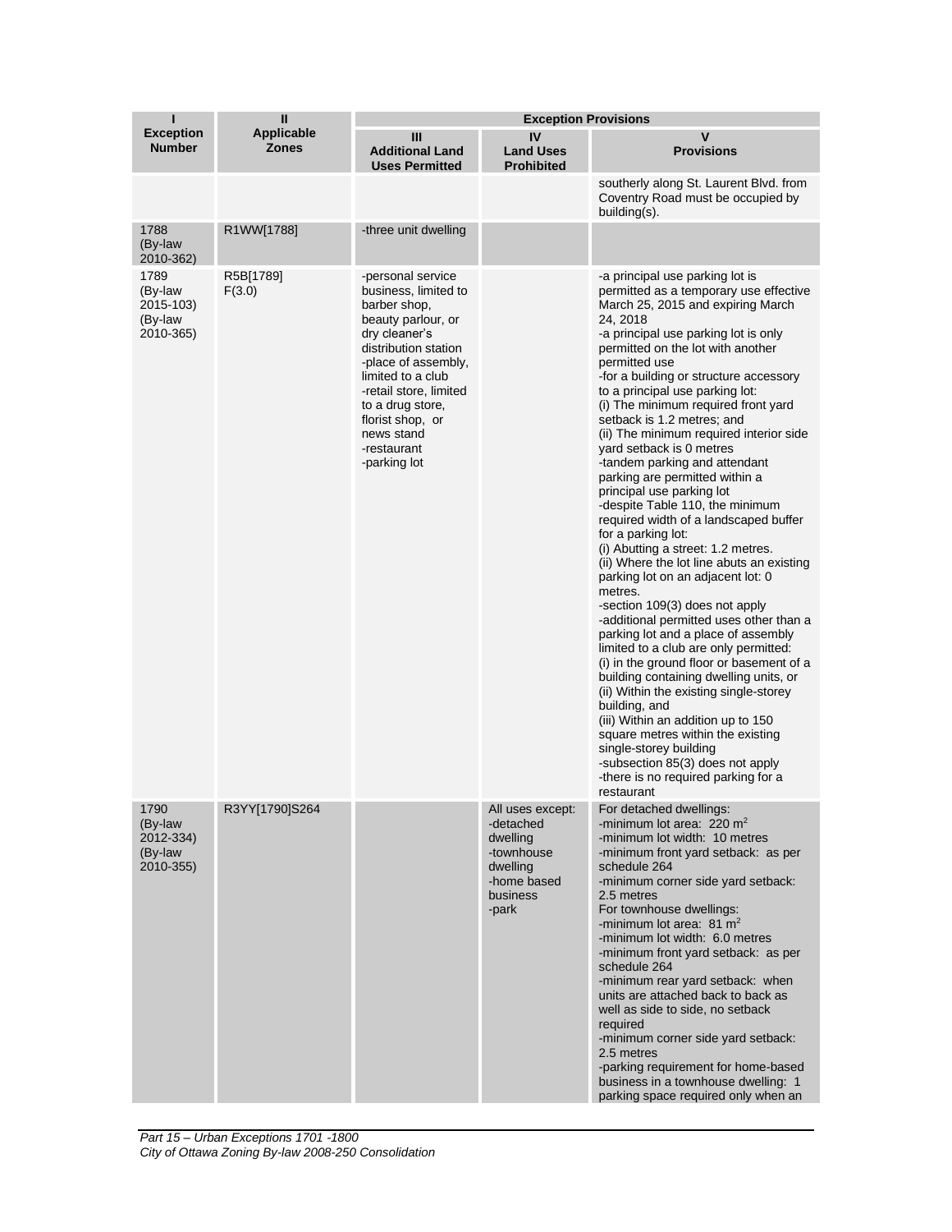| I<br>Exception Number | II<br>Applicable Zones | Exception Provisions<br>III<br>Additional Land Uses Permitted | <br>IV<br>Land Uses Prohibited | <br>V<br>Provisions |
|---|---|---|---|---|
| | | | | southerly along St. Laurent Blvd. from Coventry Road must be occupied by building(s). |
| 1788 (By-law 2010-362) | R1WW[1788] | -three unit dwelling | | |
| 1789 (By-law 2015-103) (By-law 2010-365) | R5B[1789] F(3.0) | -personal service business, limited to barber shop, beauty parlour, or dry cleaner's distribution station<br>-place of assembly, limited to a club<br>-retail store, limited to a drug store, florist shop, or news stand<br>-restaurant<br>-parking lot | | -a principal use parking lot is permitted as a temporary use effective March 25, 2015 and expiring March 24, 2018<br>-a principal use parking lot is only permitted on the lot with another permitted use<br>-for a building or structure accessory to a principal use parking lot:<br>(i) The minimum required front yard setback is 1.2 metres; and<br>(ii) The minimum required interior side yard setback is 0 metres<br>-tandem parking and attendant parking are permitted within a principal use parking lot<br>-despite Table 110, the minimum required width of a landscaped buffer for a parking lot:<br>(i) Abutting a street: 1.2 metres.<br>(ii) Where the lot line abuts an existing parking lot on an adjacent lot: 0 metres.<br>-section 109(3) does not apply<br>-additional permitted uses other than a parking lot and a place of assembly limited to a club are only permitted:<br>(i) in the ground floor or basement of a building containing dwelling units, or<br>(ii) Within the existing single-storey building, and<br>(iii) Within an addition up to 150 square metres within the existing single-storey building<br>-subsection 85(3) does not apply<br>-there is no required parking for a restaurant |
| 1790 (By-law 2012-334) (By-law 2010-355) | R3YY[1790]S264 | | All uses except:<br>-detached dwelling<br>-townhouse dwelling<br>-home based business<br>-park | For detached dwellings:<br>-minimum lot area: 220 m$^2$<br>-minimum lot width: 10 metres<br>-minimum front yard setback: as per schedule 264<br>-minimum corner side yard setback: 2.5 metres<br>For townhouse dwellings:<br>-minimum lot area: 81 m$^2$<br>-minimum lot width: 6.0 metres<br>-minimum front yard setback: as per schedule 264<br>-minimum rear yard setback: when units are attached back to back as well as side to side, no setback required<br>-minimum corner side yard setback: 2.5 metres<br>-parking requirement for home-based business in a townhouse dwelling: 1 parking space required only when an |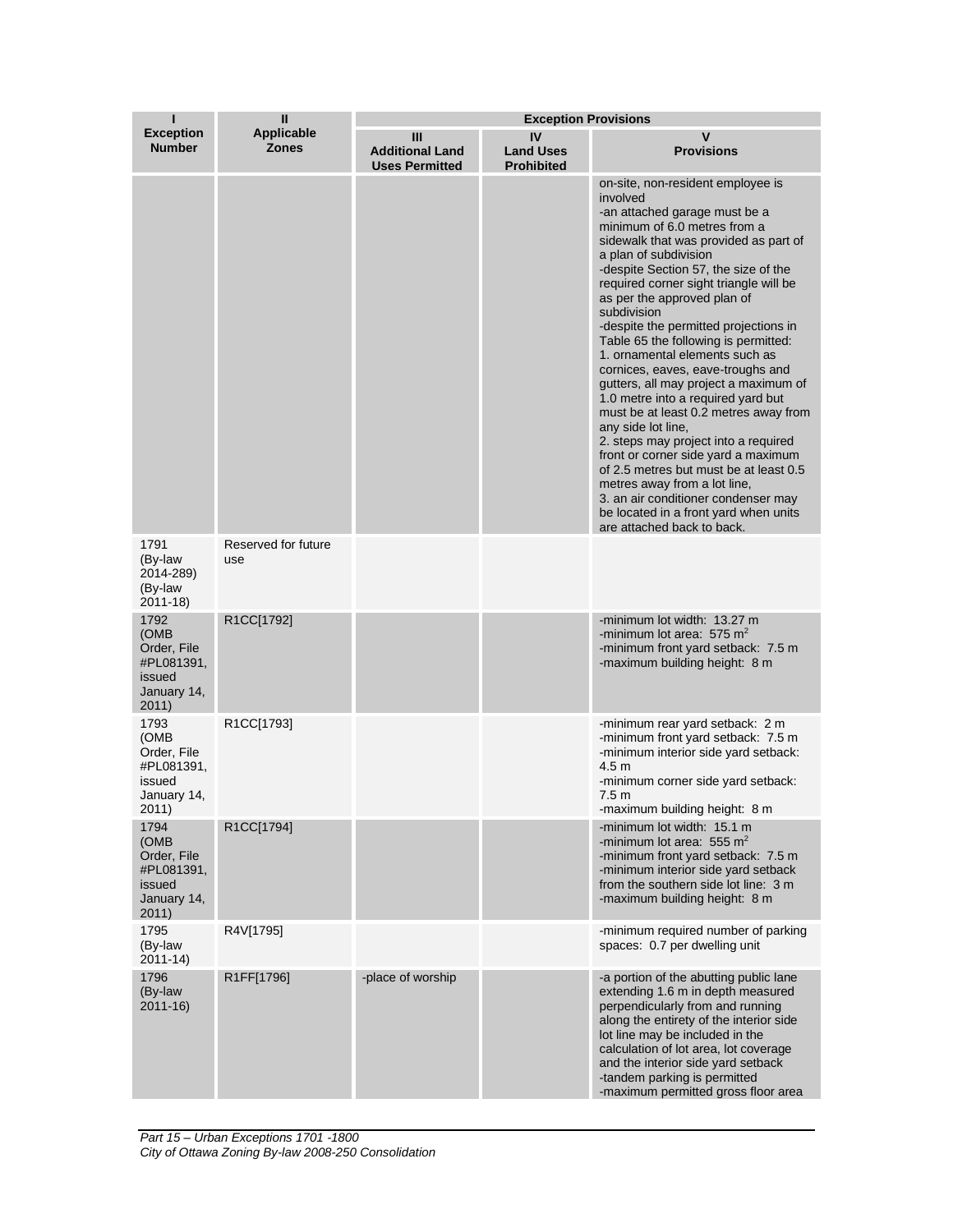| I<br>Exception Number | II<br>Applicable Zones | Exception Provisions | | |
|---|---|---|---|---|
| | | III<br>Additional Land Uses Permitted | IV<br>Land Uses Prohibited | V<br>Provisions |
| | | | | on-site, non-resident employee is involved<br>-an attached garage must be a minimum of 6.0 metres from a sidewalk that was provided as part of a plan of subdivision<br>-despite Section 57, the size of the required corner sight triangle will be as per the approved plan of subdivision<br>-despite the permitted projections in Table 65 the following is permitted:<br>1. ornamental elements such as cornices, eaves, eave-troughs and gutters, all may project a maximum of 1.0 metre into a required yard but must be at least 0.2 metres away from any side lot line,<br>2. steps may project into a required front or corner side yard a maximum of 2.5 metres but must be at least 0.5 metres away from a lot line,<br>3. an air conditioner condenser may be located in a front yard when units are attached back to back. |
| 1791<br>(By-law 2014-289)<br>(By-law 2011-18) | Reserved for future use | | | |
| 1792<br>(OMB Order, File #PL081391, issued January 14, 2011) | R1CC[1792] | | | -minimum lot width: 13.27 m<br>-minimum lot area: 575 $m^2$<br>-minimum front yard setback: 7.5 m<br>-maximum building height: 8 m |
| 1793<br>(OMB Order, File #PL081391, issued January 14, 2011) | R1CC[1793] | | | -minimum rear yard setback: 2 m<br>-minimum front yard setback: 7.5 m<br>-minimum interior side yard setback: 4.5 m<br>-minimum corner side yard setback: 7.5 m<br>-maximum building height: 8 m |
| 1794<br>(OMB Order, File #PL081391, issued January 14, 2011) | R1CC[1794] | | | -minimum lot width: 15.1 m<br>-minimum lot area: 555 $m^2$<br>-minimum front yard setback: 7.5 m<br>-minimum interior side yard setback from the southern side lot line: 3 m<br>-maximum building height: 8 m |
| 1795<br>(By-law 2011-14) | R4V[1795] | | | -minimum required number of parking spaces: 0.7 per dwelling unit |
| 1796<br>(By-law 2011-16) | R1FF[1796] | -place of worship | | -a portion of the abutting public lane extending 1.6 m in depth measured perpendicularly from and running along the entirety of the interior side lot line may be included in the calculation of lot area, lot coverage and the interior side yard setback<br>-tandem parking is permitted<br>-maximum permitted gross floor area |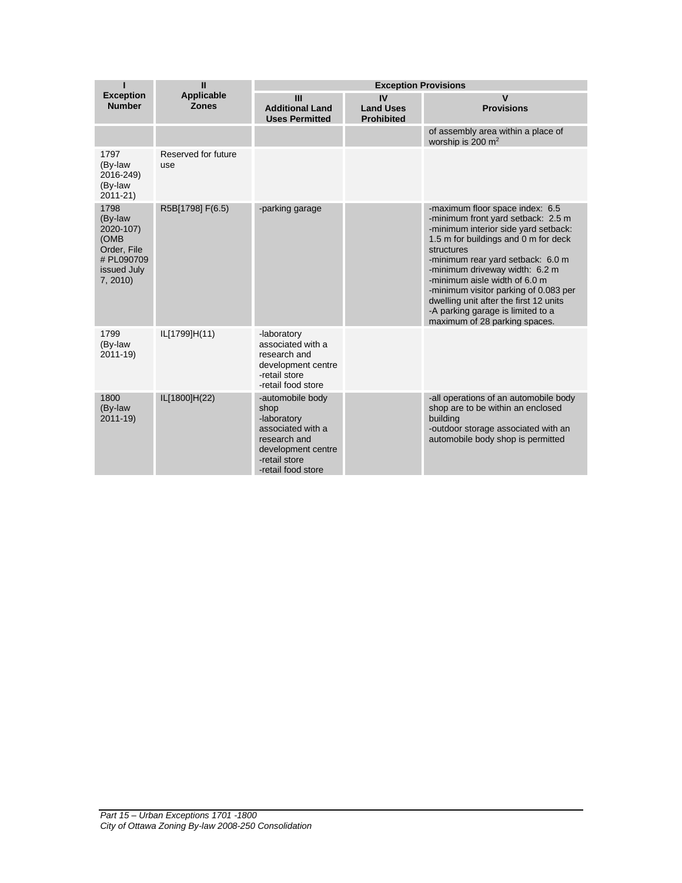| I<br>Exception Number | II<br>Applicable Zones | Exception Provisions | | |
|---|---|---|---|---|
| | | III<br>Additional Land Uses Permitted | IV<br>Land Uses Prohibited | V<br>Provisions |
| | | | | of assembly area within a place of worship is 200 m$^2$ |
| 1797<br>(By-law 2016-249)<br>(By-law 2011-21) | Reserved for future use | | | |
| 1798<br>(By-law 2020-107)<br>(OMB Order, File # PL090709 issued July 7, 2010) | R5B[1798] F(6.5) | -parking garage | | -maximum floor space index: 6.5<br>-minimum front yard setback: 2.5 m<br>-minimum interior side yard setback: 1.5 m for buildings and 0 m for deck structures<br>-minimum rear yard setback: 6.0 m<br>-minimum driveway width: 6.2 m<br>-minimum aisle width of 6.0 m<br>-minimum visitor parking of 0.083 per dwelling unit after the first 12 units<br>-A parking garage is limited to a maximum of 28 parking spaces. |
| 1799<br>(By-law 2011-19) | IL[1799]H(11) | -laboratory associated with a research and development centre<br>-retail store<br>-retail food store | | |
| 1800<br>(By-law 2011-19) | IL[1800]H(22) | -automobile body shop<br>-laboratory associated with a research and development centre<br>-retail store<br>-retail food store | | -all operations of an automobile body shop are to be within an enclosed building<br>-outdoor storage associated with an automobile body shop is permitted |